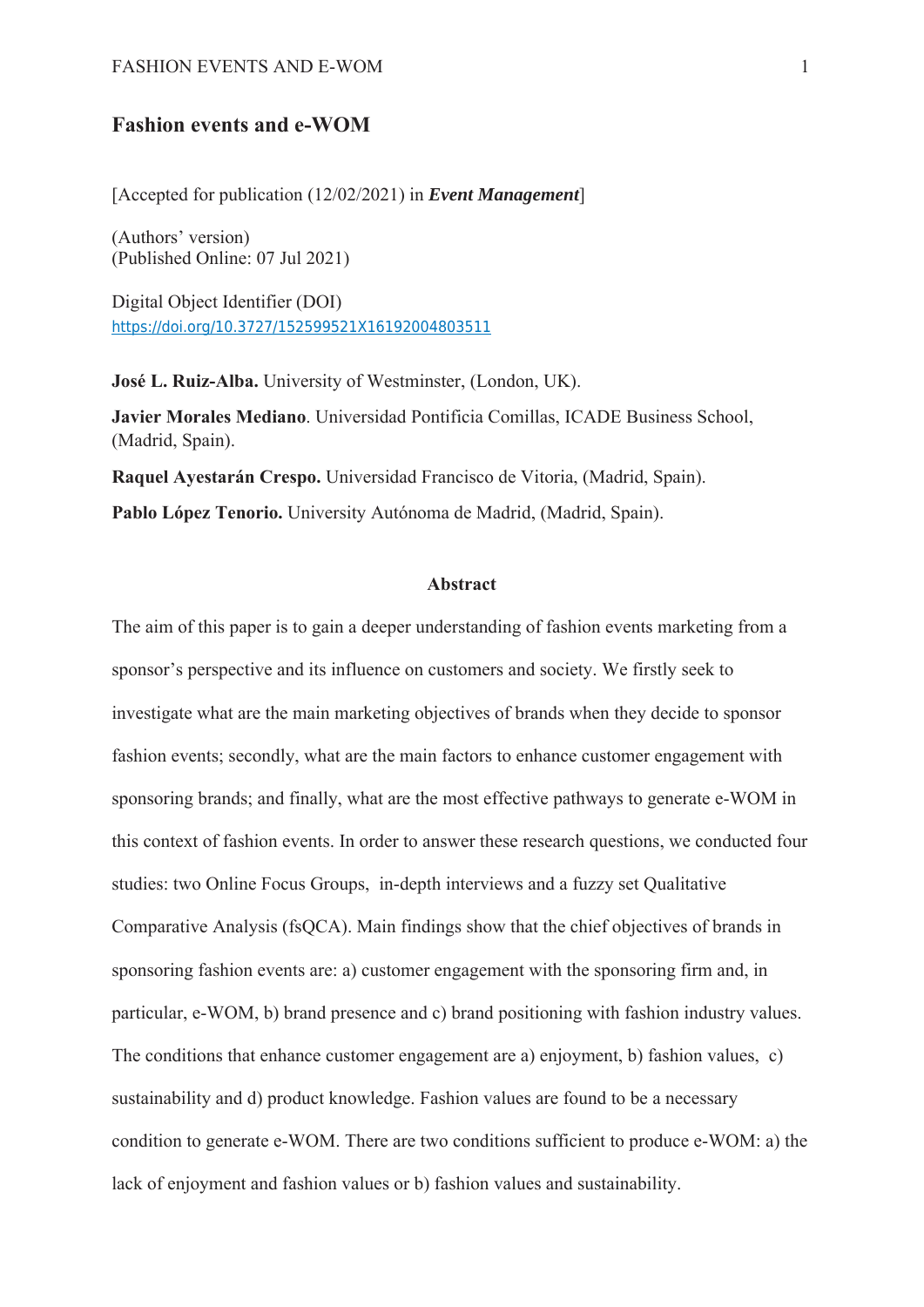# Fashion events and e-WOM

[Accepted for publication (12/02/2021) in ***Event Management***]

(Authors' version)
(Published Online: 07 Jul 2021)

Digital Object Identifier (DOI)
https://doi.org/10.3727/152599521X16192004803511

**José L. Ruiz-Alba.** University of Westminster, (London, UK).

**Javier Morales Mediano**. Universidad Pontificia Comillas, ICADE Business School, (Madrid, Spain).

**Raquel Ayestarán Crespo.** Universidad Francisco de Vitoria, (Madrid, Spain).

**Pablo López Tenorio.** University Autónoma de Madrid, (Madrid, Spain).

## Abstract

The aim of this paper is to gain a deeper understanding of fashion events marketing from a sponsor's perspective and its influence on customers and society. We firstly seek to investigate what are the main marketing objectives of brands when they decide to sponsor fashion events; secondly, what are the main factors to enhance customer engagement with sponsoring brands; and finally, what are the most effective pathways to generate e-WOM in this context of fashion events. In order to answer these research questions, we conducted four studies: two Online Focus Groups, in-depth interviews and a fuzzy set Qualitative Comparative Analysis (fsQCA). Main findings show that the chief objectives of brands in sponsoring fashion events are: a) customer engagement with the sponsoring firm and, in particular, e-WOM, b) brand presence and c) brand positioning with fashion industry values. The conditions that enhance customer engagement are a) enjoyment, b) fashion values, c) sustainability and d) product knowledge. Fashion values are found to be a necessary condition to generate e-WOM. There are two conditions sufficient to produce e-WOM: a) the lack of enjoyment and fashion values or b) fashion values and sustainability.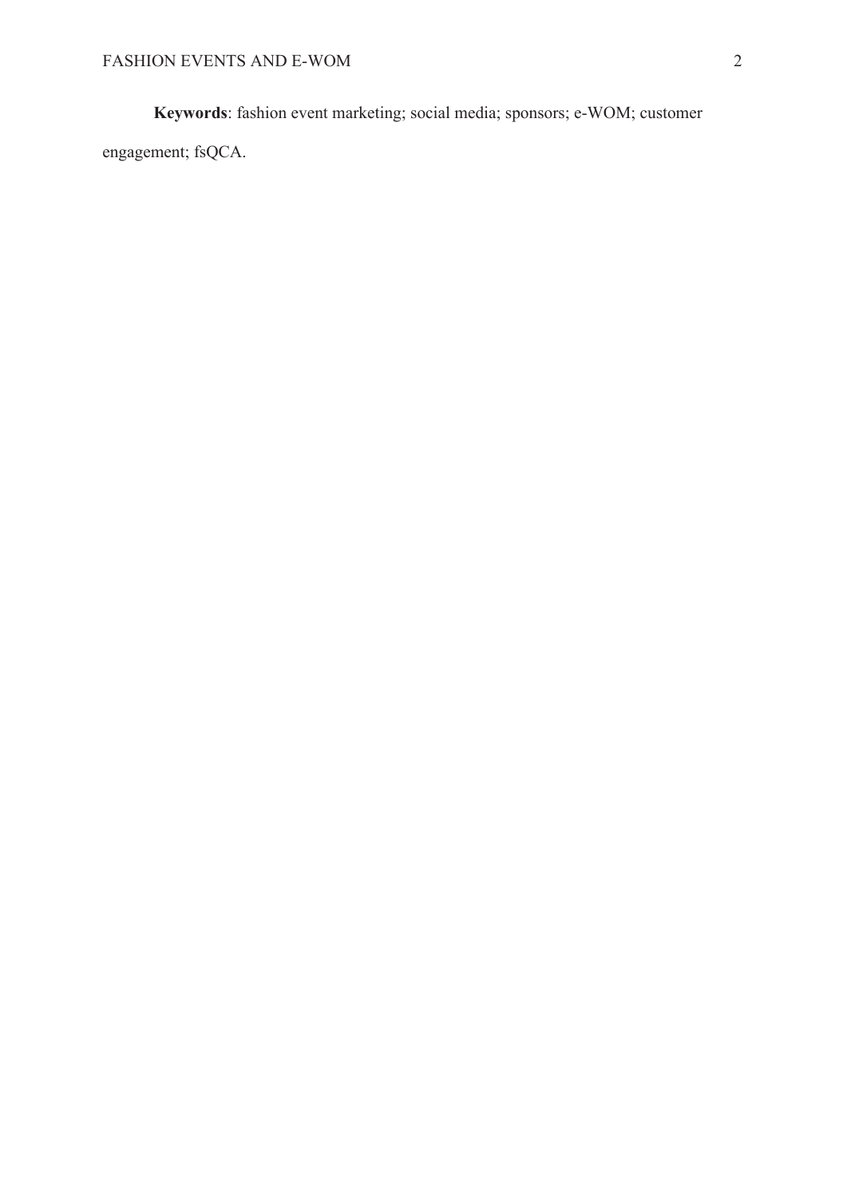**Keywords**: fashion event marketing; social media; sponsors; e-WOM; customer engagement; fsQCA.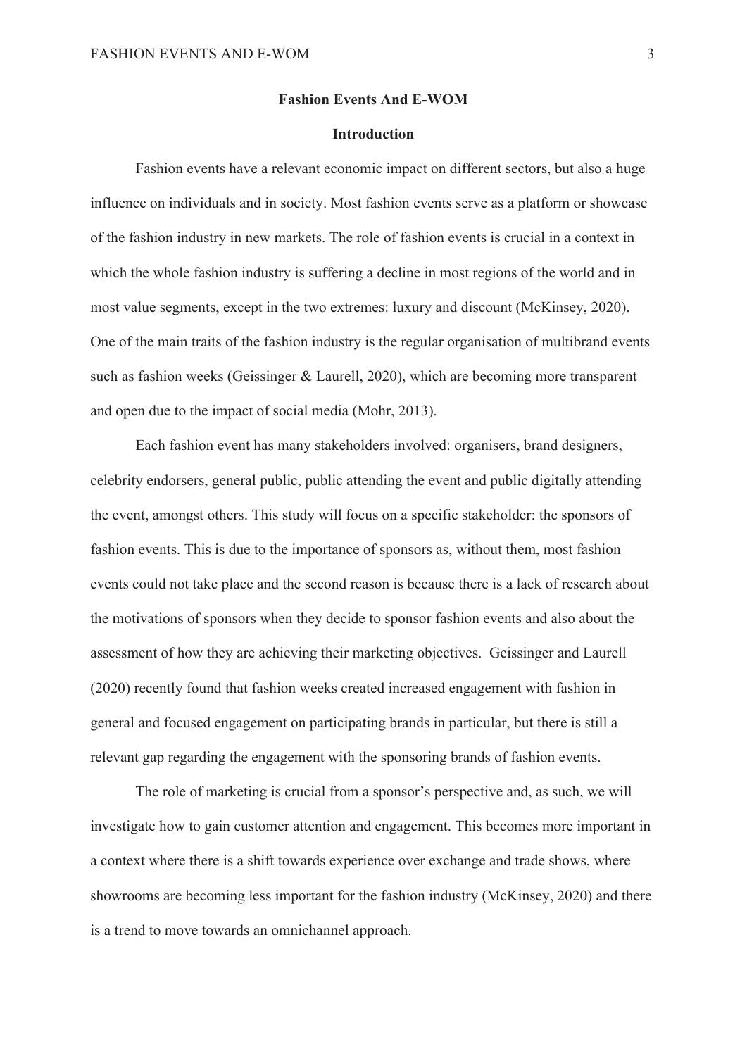# Fashion Events And E-WOM

## Introduction

Fashion events have a relevant economic impact on different sectors, but also a huge influence on individuals and in society. Most fashion events serve as a platform or showcase of the fashion industry in new markets. The role of fashion events is crucial in a context in which the whole fashion industry is suffering a decline in most regions of the world and in most value segments, except in the two extremes: luxury and discount (McKinsey, 2020). One of the main traits of the fashion industry is the regular organisation of multibrand events such as fashion weeks (Geissinger & Laurell, 2020), which are becoming more transparent and open due to the impact of social media (Mohr, 2013).

Each fashion event has many stakeholders involved: organisers, brand designers, celebrity endorsers, general public, public attending the event and public digitally attending the event, amongst others. This study will focus on a specific stakeholder: the sponsors of fashion events. This is due to the importance of sponsors as, without them, most fashion events could not take place and the second reason is because there is a lack of research about the motivations of sponsors when they decide to sponsor fashion events and also about the assessment of how they are achieving their marketing objectives. Geissinger and Laurell (2020) recently found that fashion weeks created increased engagement with fashion in general and focused engagement on participating brands in particular, but there is still a relevant gap regarding the engagement with the sponsoring brands of fashion events.

The role of marketing is crucial from a sponsor's perspective and, as such, we will investigate how to gain customer attention and engagement. This becomes more important in a context where there is a shift towards experience over exchange and trade shows, where showrooms are becoming less important for the fashion industry (McKinsey, 2020) and there is a trend to move towards an omnichannel approach.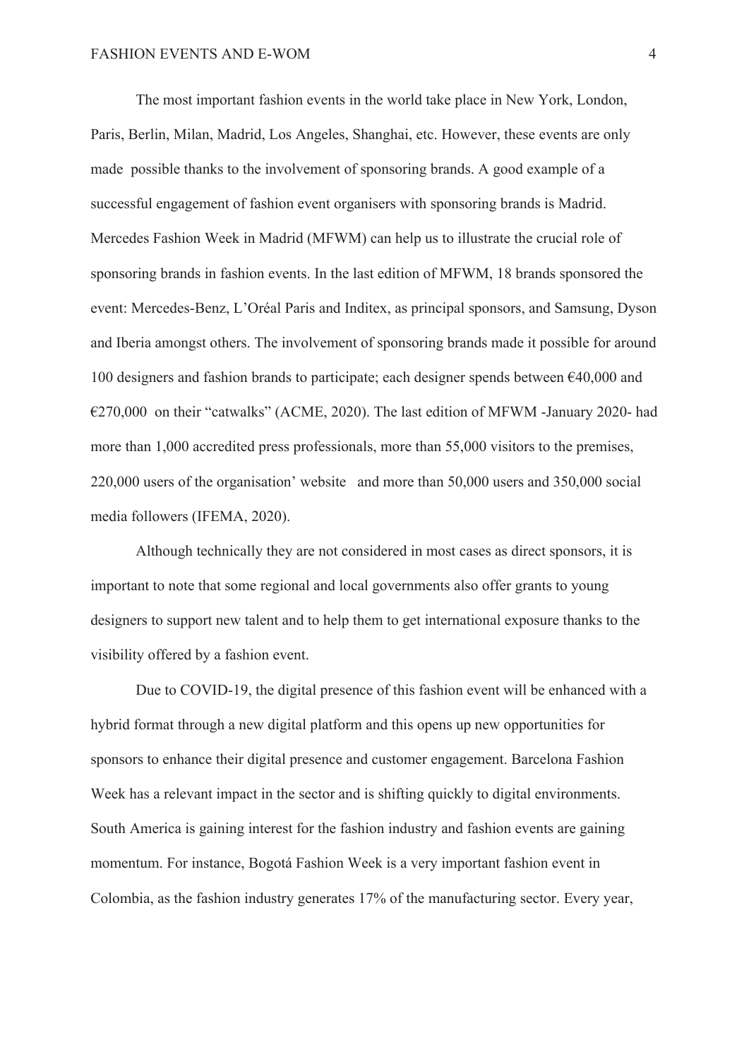The most important fashion events in the world take place in New York, London, Paris, Berlin, Milan, Madrid, Los Angeles, Shanghai, etc. However, these events are only made possible thanks to the involvement of sponsoring brands. A good example of a successful engagement of fashion event organisers with sponsoring brands is Madrid. Mercedes Fashion Week in Madrid (MFWM) can help us to illustrate the crucial role of sponsoring brands in fashion events. In the last edition of MFWM, 18 brands sponsored the event: Mercedes-Benz, L'Oréal Paris and Inditex, as principal sponsors, and Samsung, Dyson and Iberia amongst others. The involvement of sponsoring brands made it possible for around 100 designers and fashion brands to participate; each designer spends between €40,000 and €270,000 on their "catwalks" (ACME, 2020). The last edition of MFWM -January 2020- had more than 1,000 accredited press professionals, more than 55,000 visitors to the premises, 220,000 users of the organisation' website and more than 50,000 users and 350,000 social media followers (IFEMA, 2020).

Although technically they are not considered in most cases as direct sponsors, it is important to note that some regional and local governments also offer grants to young designers to support new talent and to help them to get international exposure thanks to the visibility offered by a fashion event.

Due to COVID-19, the digital presence of this fashion event will be enhanced with a hybrid format through a new digital platform and this opens up new opportunities for sponsors to enhance their digital presence and customer engagement. Barcelona Fashion Week has a relevant impact in the sector and is shifting quickly to digital environments. South America is gaining interest for the fashion industry and fashion events are gaining momentum. For instance, Bogotá Fashion Week is a very important fashion event in Colombia, as the fashion industry generates 17% of the manufacturing sector. Every year,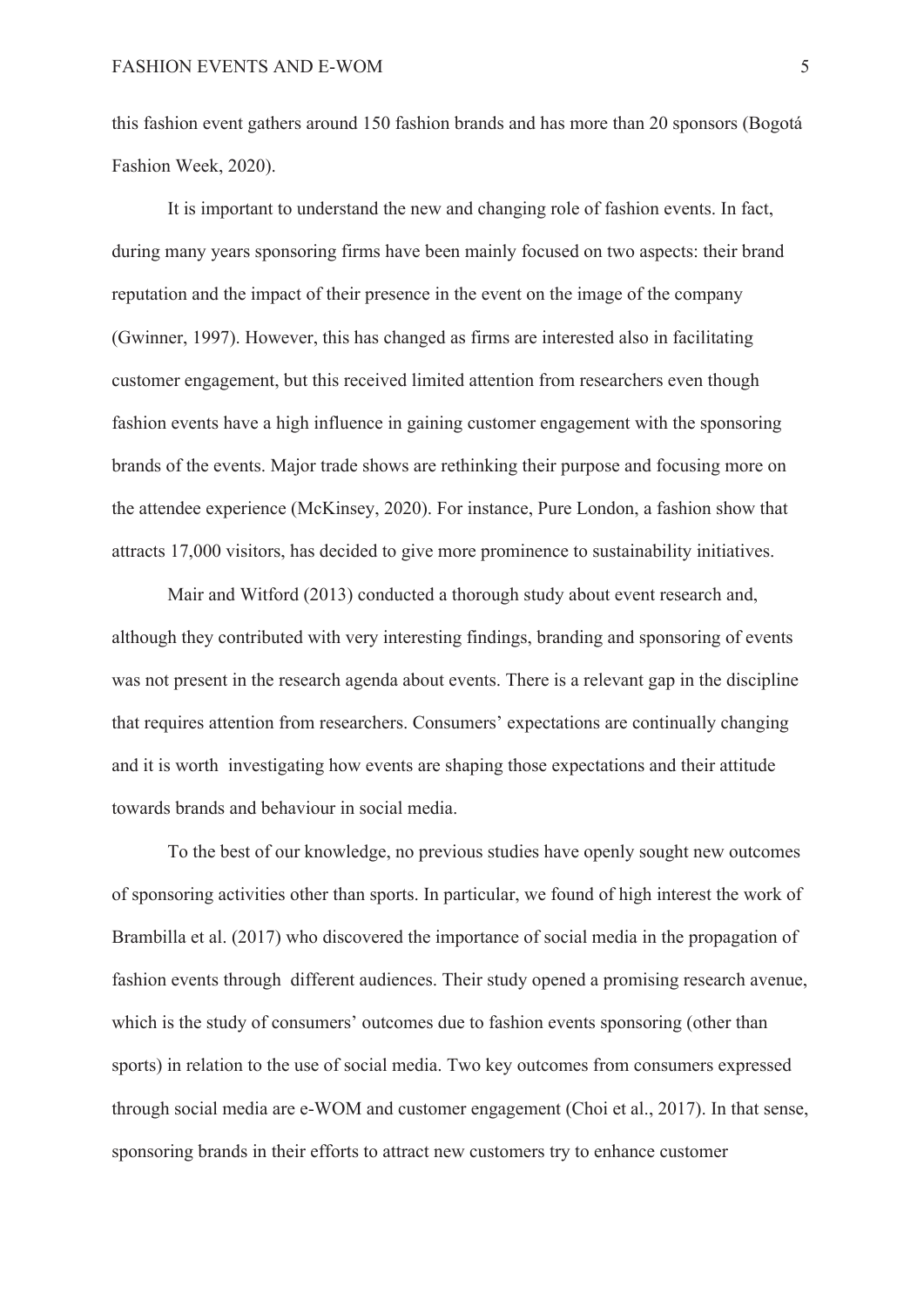this fashion event gathers around 150 fashion brands and has more than 20 sponsors (Bogotá Fashion Week, 2020).

It is important to understand the new and changing role of fashion events. In fact, during many years sponsoring firms have been mainly focused on two aspects: their brand reputation and the impact of their presence in the event on the image of the company (Gwinner, 1997). However, this has changed as firms are interested also in facilitating customer engagement, but this received limited attention from researchers even though fashion events have a high influence in gaining customer engagement with the sponsoring brands of the events. Major trade shows are rethinking their purpose and focusing more on the attendee experience (McKinsey, 2020). For instance, Pure London, a fashion show that attracts 17,000 visitors, has decided to give more prominence to sustainability initiatives.

Mair and Witford (2013) conducted a thorough study about event research and, although they contributed with very interesting findings, branding and sponsoring of events was not present in the research agenda about events. There is a relevant gap in the discipline that requires attention from researchers. Consumers' expectations are continually changing and it is worth investigating how events are shaping those expectations and their attitude towards brands and behaviour in social media.

To the best of our knowledge, no previous studies have openly sought new outcomes of sponsoring activities other than sports. In particular, we found of high interest the work of Brambilla et al. (2017) who discovered the importance of social media in the propagation of fashion events through different audiences. Their study opened a promising research avenue, which is the study of consumers' outcomes due to fashion events sponsoring (other than sports) in relation to the use of social media. Two key outcomes from consumers expressed through social media are e-WOM and customer engagement (Choi et al., 2017). In that sense, sponsoring brands in their efforts to attract new customers try to enhance customer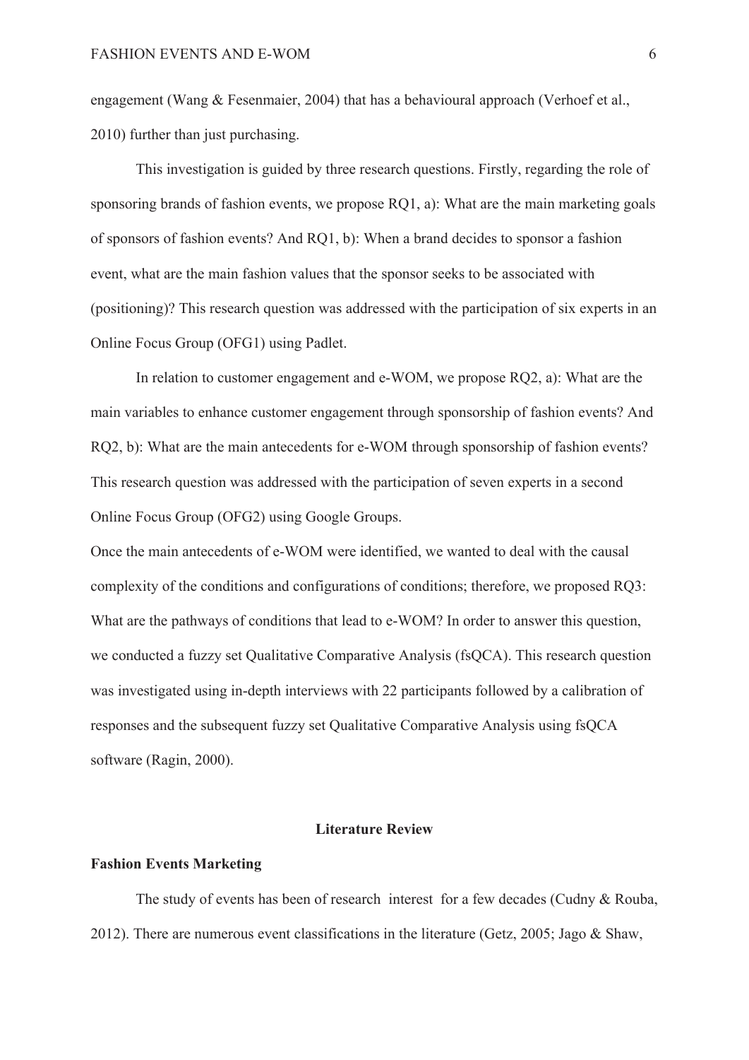engagement (Wang & Fesenmaier, 2004) that has a behavioural approach (Verhoef et al., 2010) further than just purchasing.

This investigation is guided by three research questions. Firstly, regarding the role of sponsoring brands of fashion events, we propose RQ1, a): What are the main marketing goals of sponsors of fashion events? And RQ1, b): When a brand decides to sponsor a fashion event, what are the main fashion values that the sponsor seeks to be associated with (positioning)? This research question was addressed with the participation of six experts in an Online Focus Group (OFG1) using Padlet.

In relation to customer engagement and e-WOM, we propose RQ2, a): What are the main variables to enhance customer engagement through sponsorship of fashion events? And RQ2, b): What are the main antecedents for e-WOM through sponsorship of fashion events? This research question was addressed with the participation of seven experts in a second Online Focus Group (OFG2) using Google Groups.

Once the main antecedents of e-WOM were identified, we wanted to deal with the causal complexity of the conditions and configurations of conditions; therefore, we proposed RQ3: What are the pathways of conditions that lead to e-WOM? In order to answer this question, we conducted a fuzzy set Qualitative Comparative Analysis (fsQCA). This research question was investigated using in-depth interviews with 22 participants followed by a calibration of responses and the subsequent fuzzy set Qualitative Comparative Analysis using fsQCA software (Ragin, 2000).

## Literature Review

### Fashion Events Marketing

The study of events has been of research interest for a few decades (Cudny & Rouba, 2012). There are numerous event classifications in the literature (Getz, 2005; Jago & Shaw,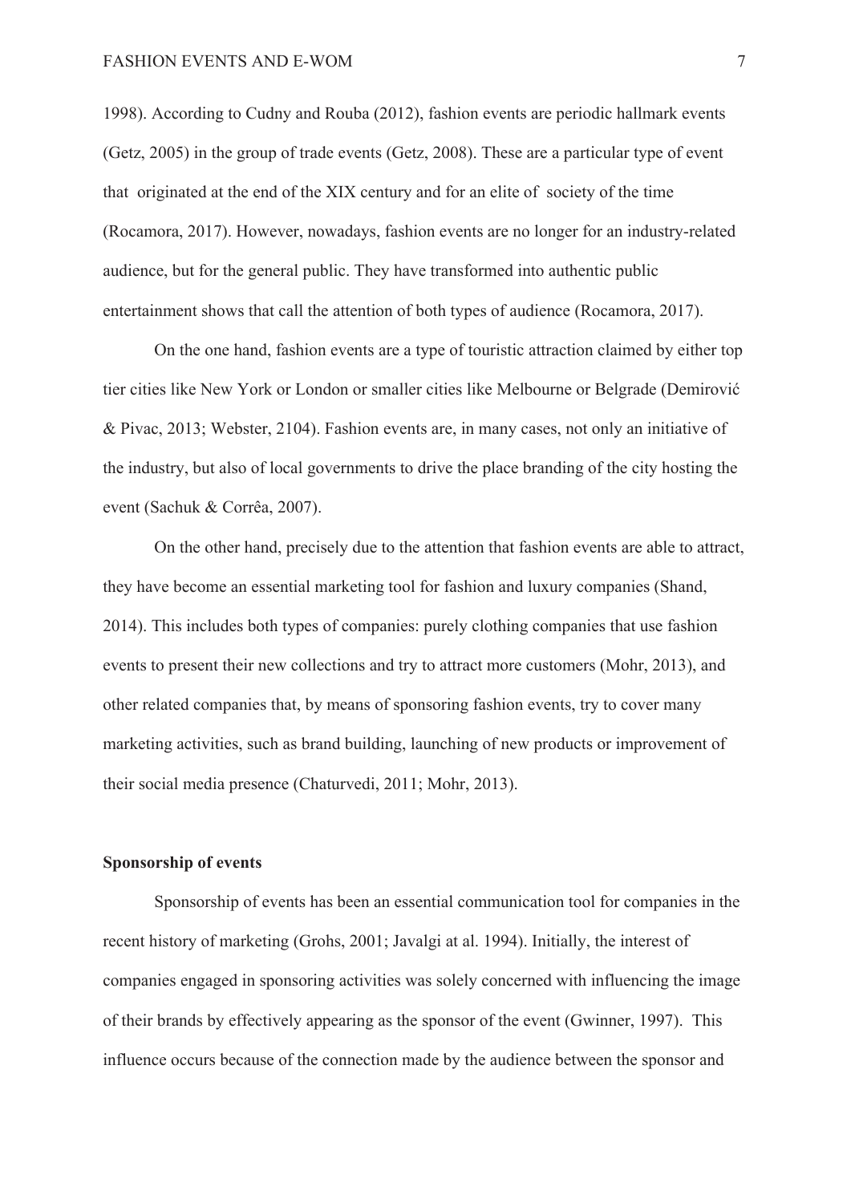1998). According to Cudny and Rouba (2012), fashion events are periodic hallmark events (Getz, 2005) in the group of trade events (Getz, 2008). These are a particular type of event that originated at the end of the XIX century and for an elite of society of the time (Rocamora, 2017). However, nowadays, fashion events are no longer for an industry-related audience, but for the general public. They have transformed into authentic public entertainment shows that call the attention of both types of audience (Rocamora, 2017).

On the one hand, fashion events are a type of touristic attraction claimed by either top tier cities like New York or London or smaller cities like Melbourne or Belgrade (Demirović & Pivac, 2013; Webster, 2104). Fashion events are, in many cases, not only an initiative of the industry, but also of local governments to drive the place branding of the city hosting the event (Sachuk & Corrêa, 2007).

On the other hand, precisely due to the attention that fashion events are able to attract, they have become an essential marketing tool for fashion and luxury companies (Shand, 2014). This includes both types of companies: purely clothing companies that use fashion events to present their new collections and try to attract more customers (Mohr, 2013), and other related companies that, by means of sponsoring fashion events, try to cover many marketing activities, such as brand building, launching of new products or improvement of their social media presence (Chaturvedi, 2011; Mohr, 2013).

**Sponsorship of events**

Sponsorship of events has been an essential communication tool for companies in the recent history of marketing (Grohs, 2001; Javalgi at al. 1994). Initially, the interest of companies engaged in sponsoring activities was solely concerned with influencing the image of their brands by effectively appearing as the sponsor of the event (Gwinner, 1997). This influence occurs because of the connection made by the audience between the sponsor and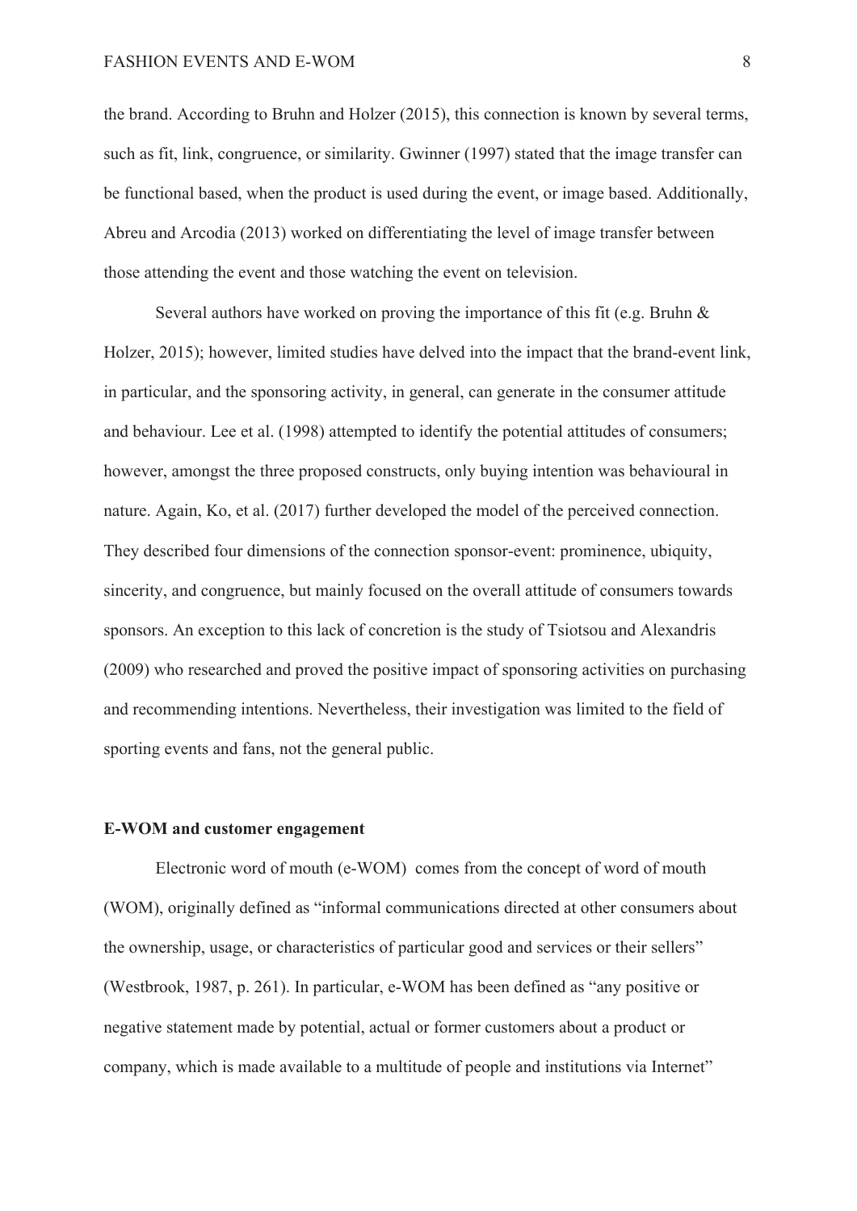the brand. According to Bruhn and Holzer (2015), this connection is known by several terms, such as fit, link, congruence, or similarity. Gwinner (1997) stated that the image transfer can be functional based, when the product is used during the event, or image based. Additionally, Abreu and Arcodia (2013) worked on differentiating the level of image transfer between those attending the event and those watching the event on television.

Several authors have worked on proving the importance of this fit (e.g. Bruhn & Holzer, 2015); however, limited studies have delved into the impact that the brand-event link, in particular, and the sponsoring activity, in general, can generate in the consumer attitude and behaviour. Lee et al. (1998) attempted to identify the potential attitudes of consumers; however, amongst the three proposed constructs, only buying intention was behavioural in nature. Again, Ko, et al. (2017) further developed the model of the perceived connection. They described four dimensions of the connection sponsor-event: prominence, ubiquity, sincerity, and congruence, but mainly focused on the overall attitude of consumers towards sponsors. An exception to this lack of concretion is the study of Tsiotsou and Alexandris (2009) who researched and proved the positive impact of sponsoring activities on purchasing and recommending intentions. Nevertheless, their investigation was limited to the field of sporting events and fans, not the general public.

**E-WOM and customer engagement**

Electronic word of mouth (e-WOM) comes from the concept of word of mouth (WOM), originally defined as "informal communications directed at other consumers about the ownership, usage, or characteristics of particular good and services or their sellers" (Westbrook, 1987, p. 261). In particular, e-WOM has been defined as "any positive or negative statement made by potential, actual or former customers about a product or company, which is made available to a multitude of people and institutions via Internet"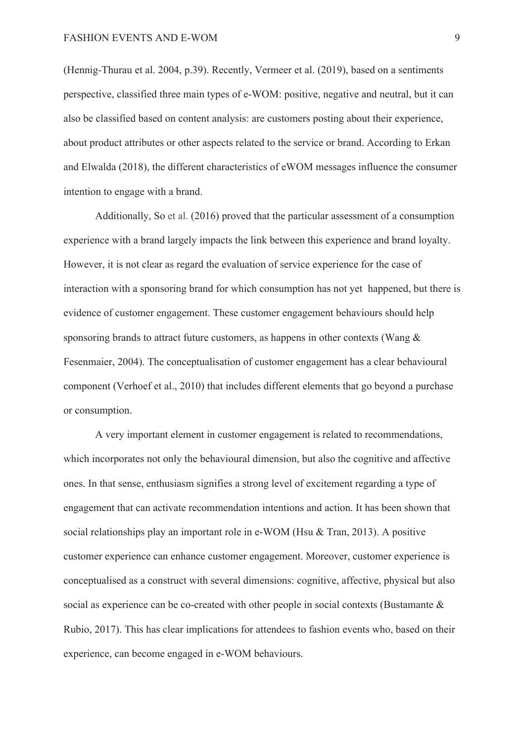(Hennig-Thurau et al. 2004, p.39). Recently, Vermeer et al. (2019), based on a sentiments perspective, classified three main types of e-WOM: positive, negative and neutral, but it can also be classified based on content analysis: are customers posting about their experience, about product attributes or other aspects related to the service or brand. According to Erkan and Elwalda (2018), the different characteristics of eWOM messages influence the consumer intention to engage with a brand.

Additionally, So et al. (2016) proved that the particular assessment of a consumption experience with a brand largely impacts the link between this experience and brand loyalty. However, it is not clear as regard the evaluation of service experience for the case of interaction with a sponsoring brand for which consumption has not yet happened, but there is evidence of customer engagement. These customer engagement behaviours should help sponsoring brands to attract future customers, as happens in other contexts (Wang & Fesenmaier, 2004). The conceptualisation of customer engagement has a clear behavioural component (Verhoef et al., 2010) that includes different elements that go beyond a purchase or consumption.

A very important element in customer engagement is related to recommendations, which incorporates not only the behavioural dimension, but also the cognitive and affective ones. In that sense, enthusiasm signifies a strong level of excitement regarding a type of engagement that can activate recommendation intentions and action. It has been shown that social relationships play an important role in e-WOM (Hsu & Tran, 2013). A positive customer experience can enhance customer engagement. Moreover, customer experience is conceptualised as a construct with several dimensions: cognitive, affective, physical but also social as experience can be co-created with other people in social contexts (Bustamante & Rubio, 2017). This has clear implications for attendees to fashion events who, based on their experience, can become engaged in e-WOM behaviours.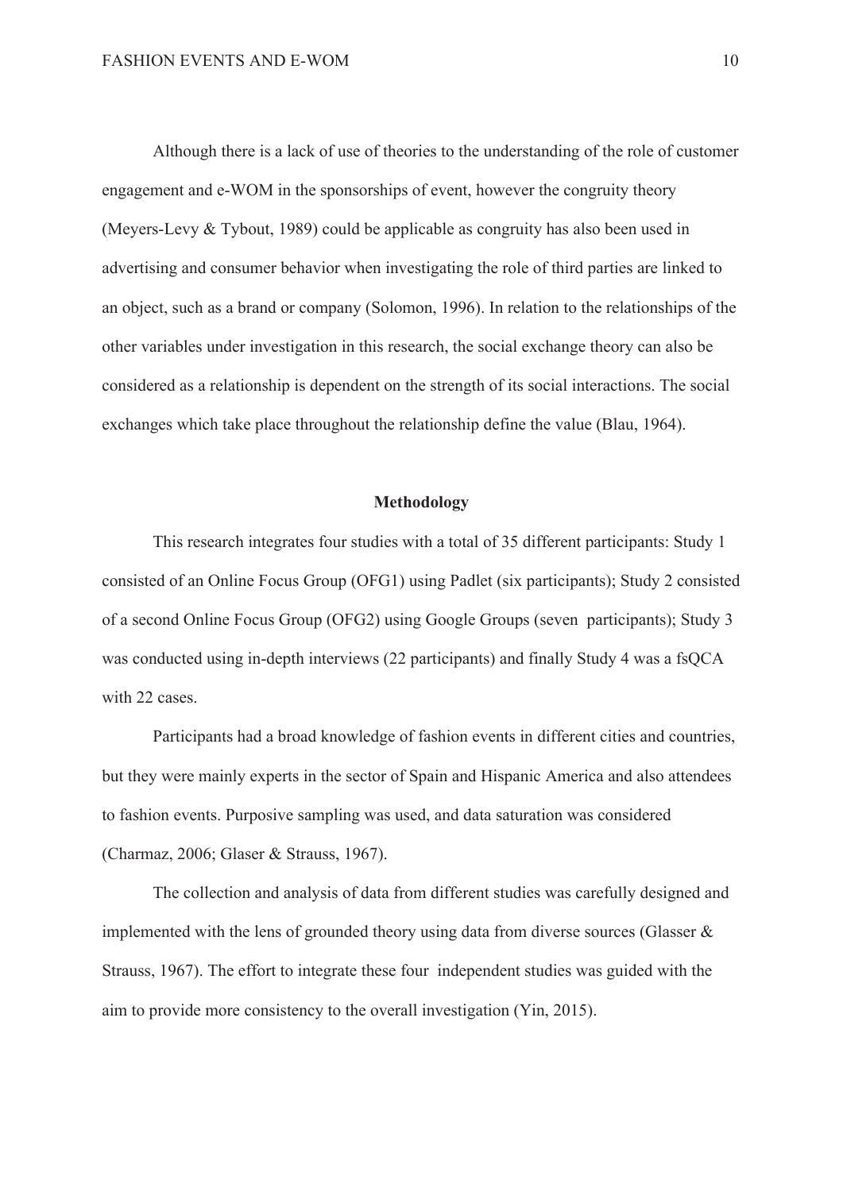Although there is a lack of use of theories to the understanding of the role of customer engagement and e-WOM in the sponsorships of event, however the congruity theory (Meyers-Levy & Tybout, 1989) could be applicable as congruity has also been used in advertising and consumer behavior when investigating the role of third parties are linked to an object, such as a brand or company (Solomon, 1996). In relation to the relationships of the other variables under investigation in this research, the social exchange theory can also be considered as a relationship is dependent on the strength of its social interactions. The social exchanges which take place throughout the relationship define the value (Blau, 1964).

## Methodology

This research integrates four studies with a total of 35 different participants: Study 1 consisted of an Online Focus Group (OFG1) using Padlet (six participants); Study 2 consisted of a second Online Focus Group (OFG2) using Google Groups (seven participants); Study 3 was conducted using in-depth interviews (22 participants) and finally Study 4 was a fsQCA with 22 cases.

Participants had a broad knowledge of fashion events in different cities and countries, but they were mainly experts in the sector of Spain and Hispanic America and also attendees to fashion events. Purposive sampling was used, and data saturation was considered (Charmaz, 2006; Glaser & Strauss, 1967).

The collection and analysis of data from different studies was carefully designed and implemented with the lens of grounded theory using data from diverse sources (Glasser & Strauss, 1967). The effort to integrate these four independent studies was guided with the aim to provide more consistency to the overall investigation (Yin, 2015).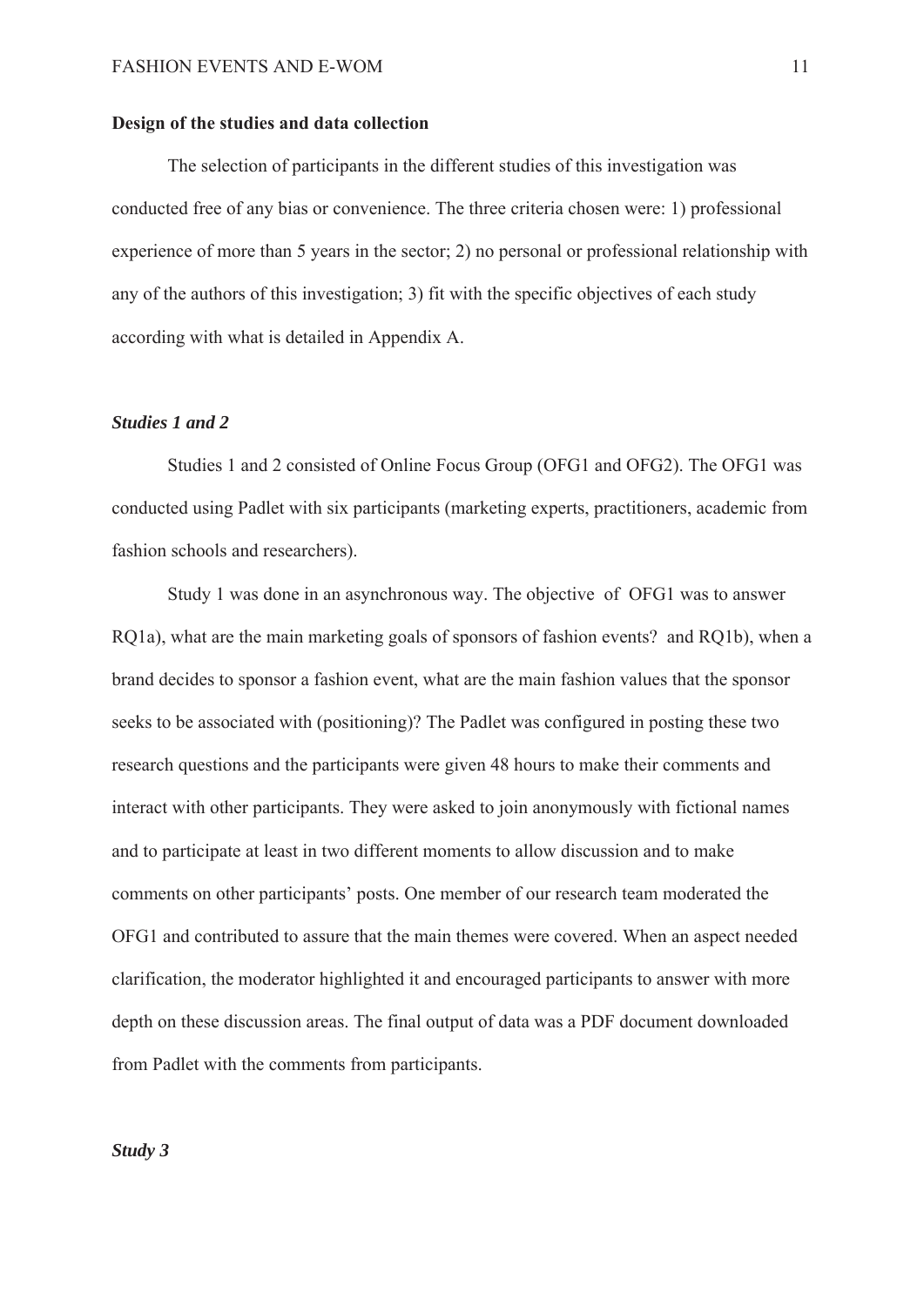**Design of the studies and data collection**

The selection of participants in the different studies of this investigation was conducted free of any bias or convenience. The three criteria chosen were: 1) professional experience of more than 5 years in the sector; 2) no personal or professional relationship with any of the authors of this investigation; 3) fit with the specific objectives of each study according with what is detailed in Appendix A.

***Studies 1 and 2***

Studies 1 and 2 consisted of Online Focus Group (OFG1 and OFG2). The OFG1 was conducted using Padlet with six participants (marketing experts, practitioners, academic from fashion schools and researchers).

Study 1 was done in an asynchronous way. The objective of OFG1 was to answer RQ1a), what are the main marketing goals of sponsors of fashion events? and RQ1b), when a brand decides to sponsor a fashion event, what are the main fashion values that the sponsor seeks to be associated with (positioning)? The Padlet was configured in posting these two research questions and the participants were given 48 hours to make their comments and interact with other participants. They were asked to join anonymously with fictional names and to participate at least in two different moments to allow discussion and to make comments on other participants' posts. One member of our research team moderated the OFG1 and contributed to assure that the main themes were covered. When an aspect needed clarification, the moderator highlighted it and encouraged participants to answer with more depth on these discussion areas. The final output of data was a PDF document downloaded from Padlet with the comments from participants.

***Study 3***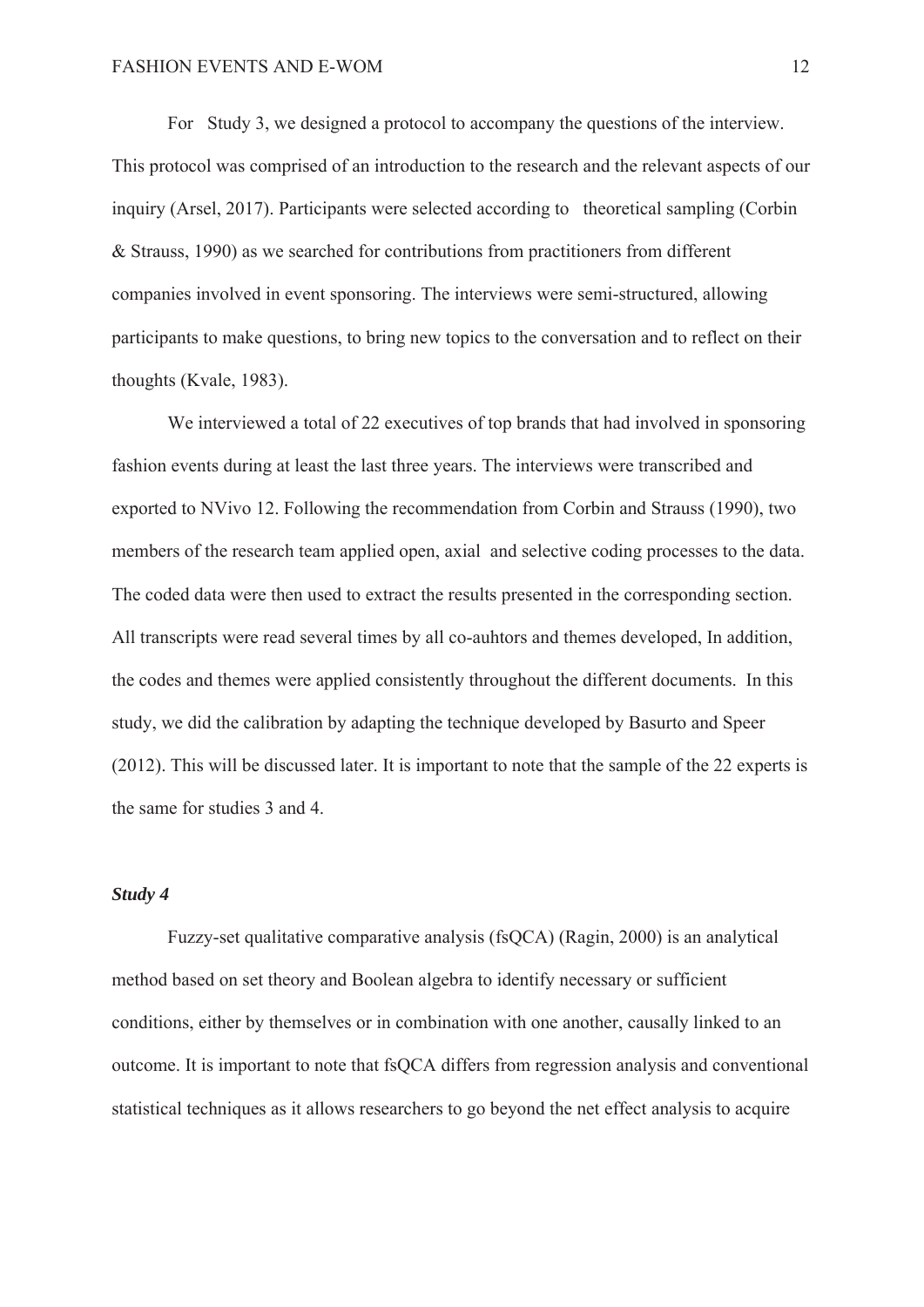For Study 3, we designed a protocol to accompany the questions of the interview. This protocol was comprised of an introduction to the research and the relevant aspects of our inquiry (Arsel, 2017). Participants were selected according to theoretical sampling (Corbin & Strauss, 1990) as we searched for contributions from practitioners from different companies involved in event sponsoring. The interviews were semi-structured, allowing participants to make questions, to bring new topics to the conversation and to reflect on their thoughts (Kvale, 1983).

We interviewed a total of 22 executives of top brands that had involved in sponsoring fashion events during at least the last three years. The interviews were transcribed and exported to NVivo 12. Following the recommendation from Corbin and Strauss (1990), two members of the research team applied open, axial and selective coding processes to the data. The coded data were then used to extract the results presented in the corresponding section. All transcripts were read several times by all co-auhtors and themes developed, In addition, the codes and themes were applied consistently throughout the different documents. In this study, we did the calibration by adapting the technique developed by Basurto and Speer (2012). This will be discussed later. It is important to note that the sample of the 22 experts is the same for studies 3 and 4.

### *Study 4*

Fuzzy-set qualitative comparative analysis (fsQCA) (Ragin, 2000) is an analytical method based on set theory and Boolean algebra to identify necessary or sufficient conditions, either by themselves or in combination with one another, causally linked to an outcome. It is important to note that fsQCA differs from regression analysis and conventional statistical techniques as it allows researchers to go beyond the net effect analysis to acquire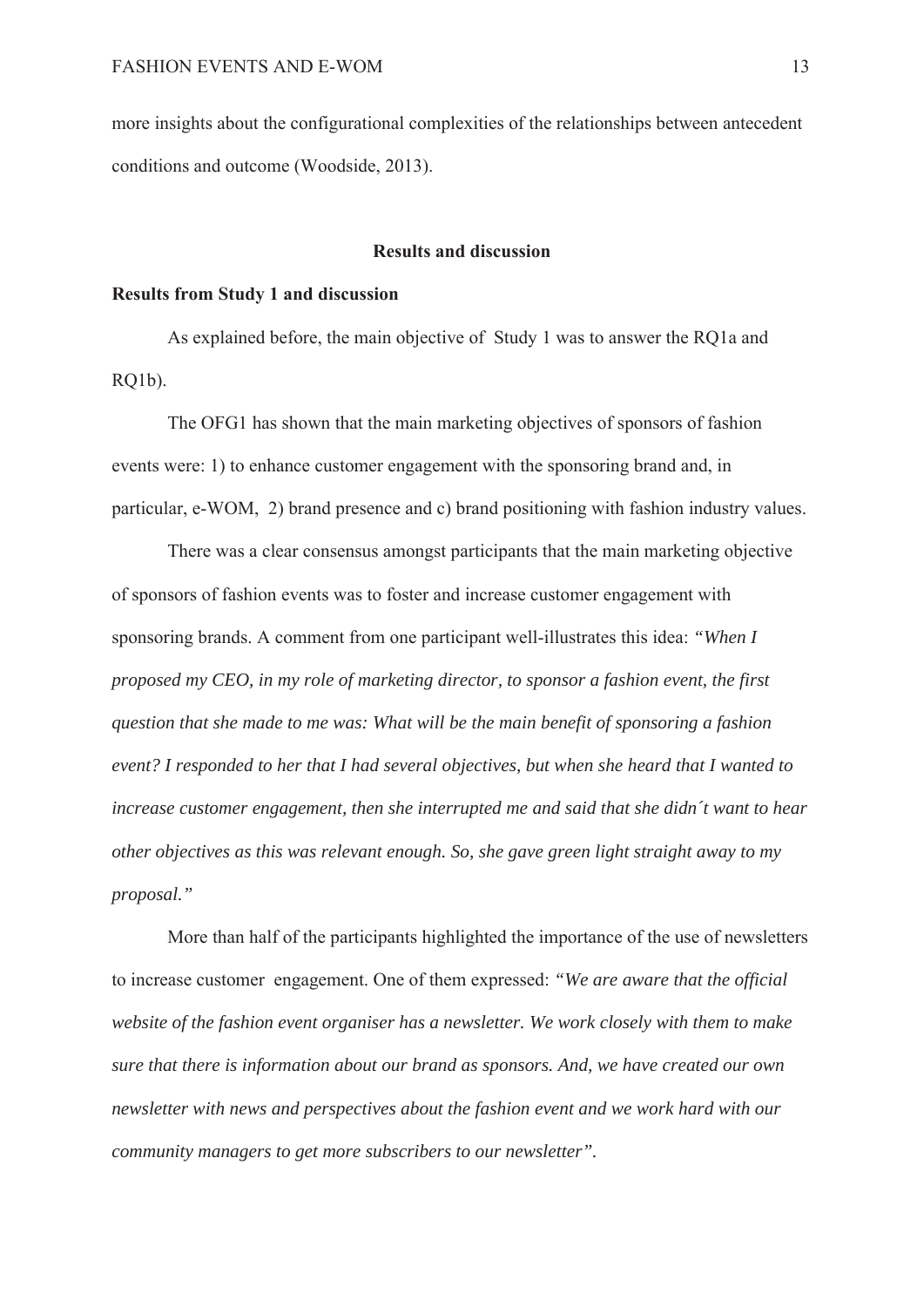more insights about the configurational complexities of the relationships between antecedent conditions and outcome (Woodside, 2013).

## Results and discussion

### Results from Study 1 and discussion

As explained before, the main objective of Study 1 was to answer the RQ1a and RQ1b).

The OFG1 has shown that the main marketing objectives of sponsors of fashion events were: 1) to enhance customer engagement with the sponsoring brand and, in particular, e-WOM, 2) brand presence and c) brand positioning with fashion industry values.

There was a clear consensus amongst participants that the main marketing objective of sponsors of fashion events was to foster and increase customer engagement with sponsoring brands. A comment from one participant well-illustrates this idea: *"When I proposed my CEO, in my role of marketing director, to sponsor a fashion event, the first question that she made to me was: What will be the main benefit of sponsoring a fashion event? I responded to her that I had several objectives, but when she heard that I wanted to increase customer engagement, then she interrupted me and said that she didn´t want to hear other objectives as this was relevant enough. So, she gave green light straight away to my proposal."*

More than half of the participants highlighted the importance of the use of newsletters to increase customer engagement. One of them expressed: *"We are aware that the official website of the fashion event organiser has a newsletter. We work closely with them to make sure that there is information about our brand as sponsors. And, we have created our own newsletter with news and perspectives about the fashion event and we work hard with our community managers to get more subscribers to our newsletter".*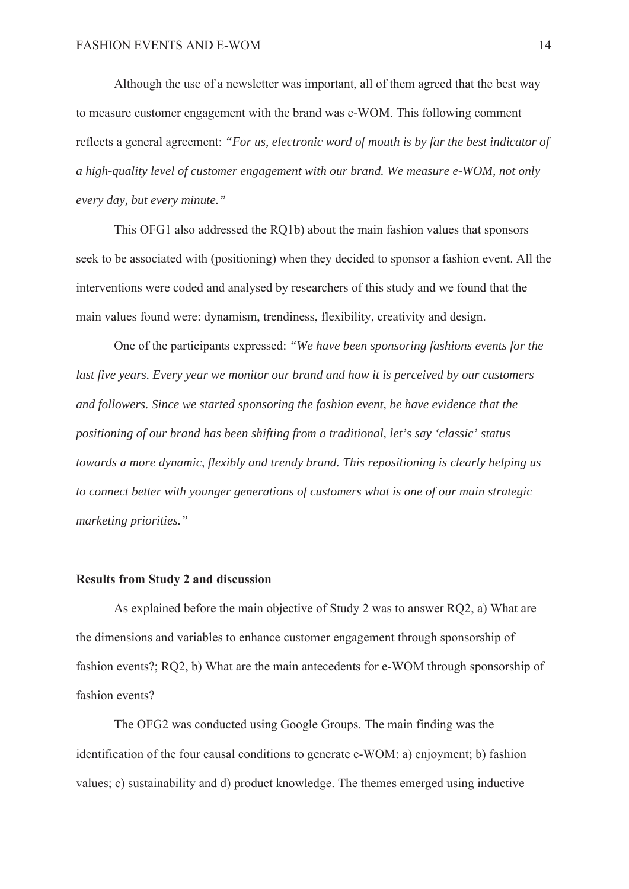Although the use of a newsletter was important, all of them agreed that the best way to measure customer engagement with the brand was e-WOM. This following comment reflects a general agreement: *"For us, electronic word of mouth is by far the best indicator of a high-quality level of customer engagement with our brand. We measure e-WOM, not only every day, but every minute."*

This OFG1 also addressed the RQ1b) about the main fashion values that sponsors seek to be associated with (positioning) when they decided to sponsor a fashion event. All the interventions were coded and analysed by researchers of this study and we found that the main values found were: dynamism, trendiness, flexibility, creativity and design.

One of the participants expressed: *"We have been sponsoring fashions events for the last five years. Every year we monitor our brand and how it is perceived by our customers and followers. Since we started sponsoring the fashion event, be have evidence that the positioning of our brand has been shifting from a traditional, let's say 'classic' status towards a more dynamic, flexibly and trendy brand. This repositioning is clearly helping us to connect better with younger generations of customers what is one of our main strategic marketing priorities."*

**Results from Study 2 and discussion**

As explained before the main objective of Study 2 was to answer RQ2, a) What are the dimensions and variables to enhance customer engagement through sponsorship of fashion events?; RQ2, b) What are the main antecedents for e-WOM through sponsorship of fashion events?

The OFG2 was conducted using Google Groups. The main finding was the identification of the four causal conditions to generate e-WOM: a) enjoyment; b) fashion values; c) sustainability and d) product knowledge. The themes emerged using inductive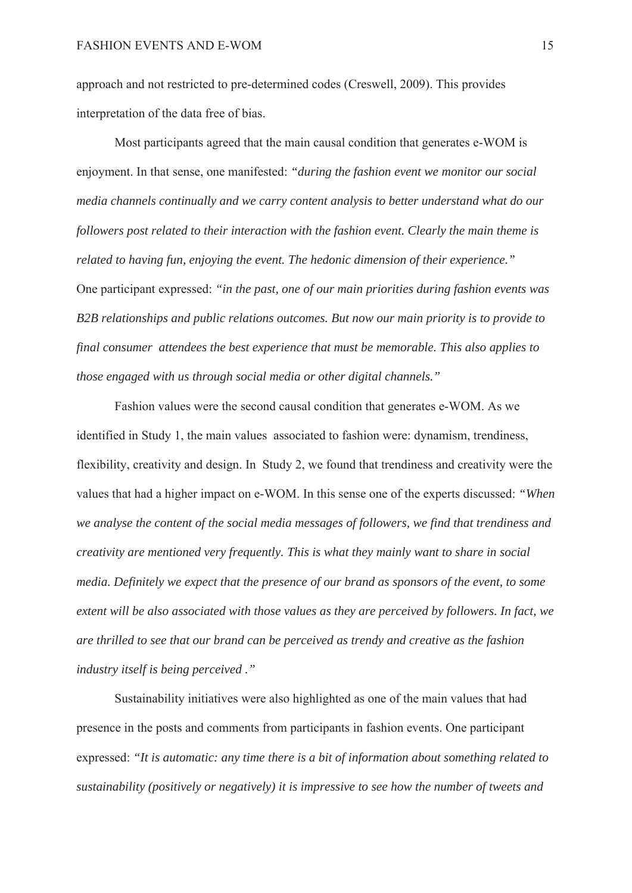approach and not restricted to pre-determined codes (Creswell, 2009). This provides interpretation of the data free of bias.

Most participants agreed that the main causal condition that generates e-WOM is enjoyment. In that sense, one manifested: *"during the fashion event we monitor our social media channels continually and we carry content analysis to better understand what do our followers post related to their interaction with the fashion event. Clearly the main theme is related to having fun, enjoying the event. The hedonic dimension of their experience."* One participant expressed: *"in the past, one of our main priorities during fashion events was B2B relationships and public relations outcomes. But now our main priority is to provide to final consumer attendees the best experience that must be memorable. This also applies to those engaged with us through social media or other digital channels."*

Fashion values were the second causal condition that generates e-WOM. As we identified in Study 1, the main values associated to fashion were: dynamism, trendiness, flexibility, creativity and design. In Study 2, we found that trendiness and creativity were the values that had a higher impact on e-WOM. In this sense one of the experts discussed: *"When we analyse the content of the social media messages of followers, we find that trendiness and creativity are mentioned very frequently. This is what they mainly want to share in social media. Definitely we expect that the presence of our brand as sponsors of the event, to some extent will be also associated with those values as they are perceived by followers. In fact, we are thrilled to see that our brand can be perceived as trendy and creative as the fashion industry itself is being perceived ."*

Sustainability initiatives were also highlighted as one of the main values that had presence in the posts and comments from participants in fashion events. One participant expressed: *"It is automatic: any time there is a bit of information about something related to sustainability (positively or negatively) it is impressive to see how the number of tweets and*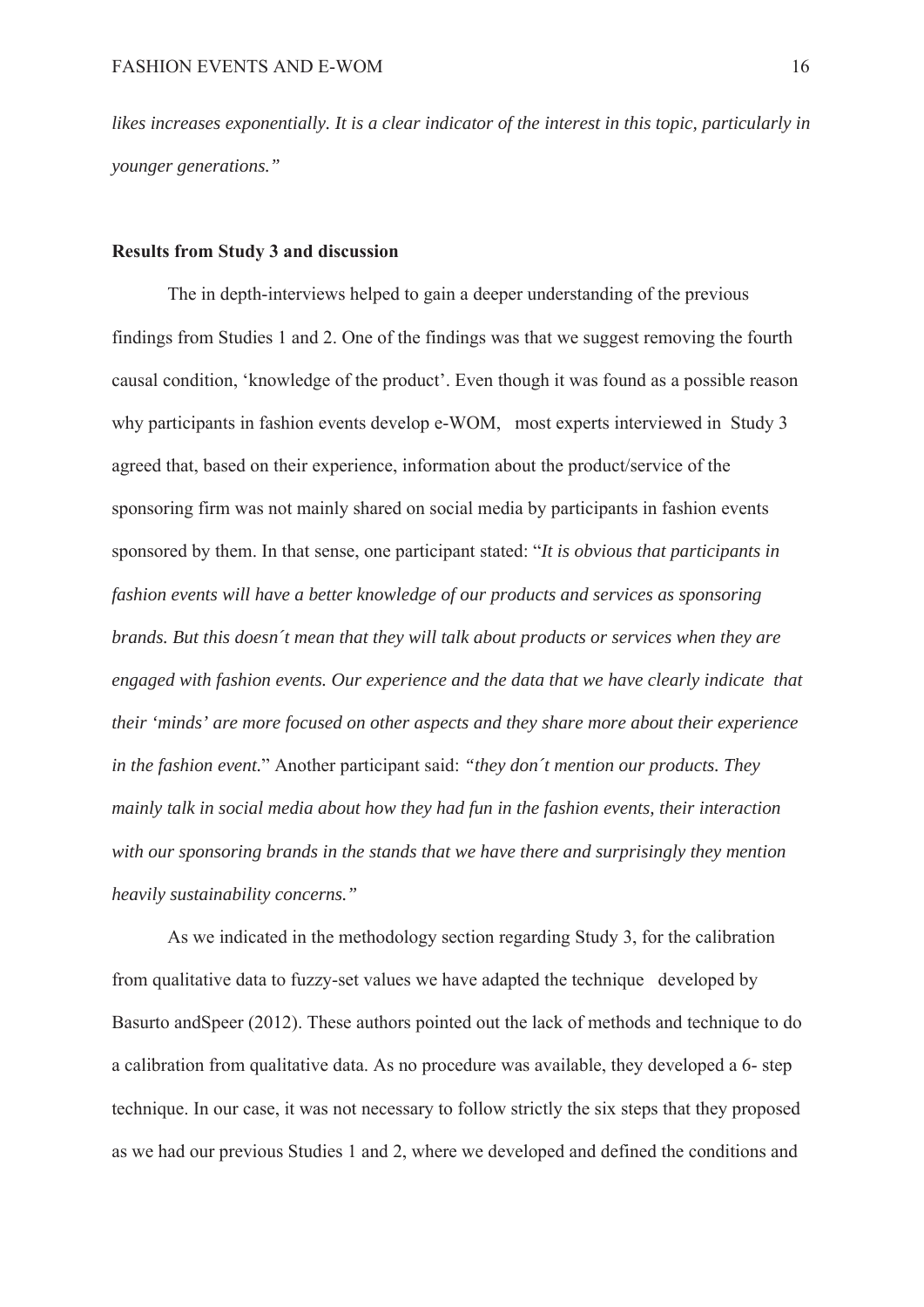*likes increases exponentially. It is a clear indicator of the interest in this topic, particularly in younger generations."*

**Results from Study 3 and discussion**

The in depth-interviews helped to gain a deeper understanding of the previous findings from Studies 1 and 2. One of the findings was that we suggest removing the fourth causal condition, 'knowledge of the product'. Even though it was found as a possible reason why participants in fashion events develop e-WOM, most experts interviewed in Study 3 agreed that, based on their experience, information about the product/service of the sponsoring firm was not mainly shared on social media by participants in fashion events sponsored by them. In that sense, one participant stated: "*It is obvious that participants in fashion events will have a better knowledge of our products and services as sponsoring brands. But this doesn´t mean that they will talk about products or services when they are engaged with fashion events. Our experience and the data that we have clearly indicate that their 'minds' are more focused on other aspects and they share more about their experience in the fashion event.*" Another participant said: *"they don´t mention our products. They mainly talk in social media about how they had fun in the fashion events, their interaction with our sponsoring brands in the stands that we have there and surprisingly they mention heavily sustainability concerns."*

As we indicated in the methodology section regarding Study 3, for the calibration from qualitative data to fuzzy-set values we have adapted the technique developed by Basurto andSpeer (2012). These authors pointed out the lack of methods and technique to do a calibration from qualitative data. As no procedure was available, they developed a 6- step technique. In our case, it was not necessary to follow strictly the six steps that they proposed as we had our previous Studies 1 and 2, where we developed and defined the conditions and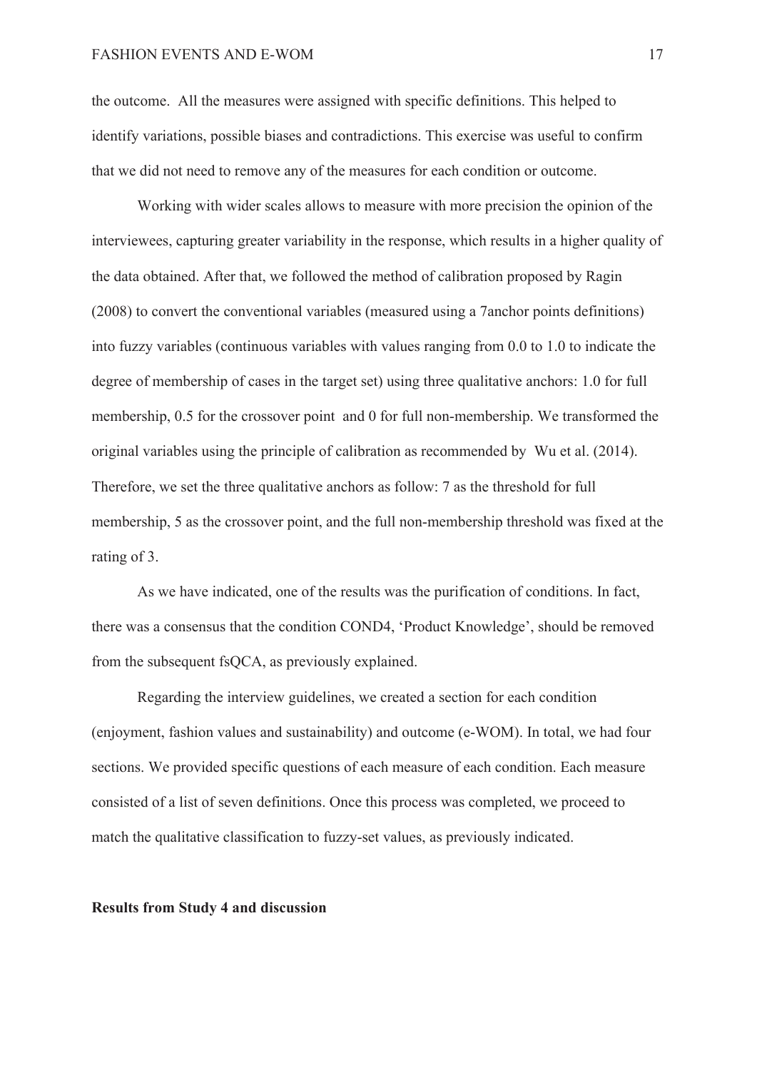the outcome. All the measures were assigned with specific definitions. This helped to identify variations, possible biases and contradictions. This exercise was useful to confirm that we did not need to remove any of the measures for each condition or outcome.

Working with wider scales allows to measure with more precision the opinion of the interviewees, capturing greater variability in the response, which results in a higher quality of the data obtained. After that, we followed the method of calibration proposed by Ragin (2008) to convert the conventional variables (measured using a 7anchor points definitions) into fuzzy variables (continuous variables with values ranging from 0.0 to 1.0 to indicate the degree of membership of cases in the target set) using three qualitative anchors: 1.0 for full membership, 0.5 for the crossover point and 0 for full non-membership. We transformed the original variables using the principle of calibration as recommended by Wu et al. (2014). Therefore, we set the three qualitative anchors as follow: 7 as the threshold for full membership, 5 as the crossover point, and the full non-membership threshold was fixed at the rating of 3.

As we have indicated, one of the results was the purification of conditions. In fact, there was a consensus that the condition COND4, 'Product Knowledge', should be removed from the subsequent fsQCA, as previously explained.

Regarding the interview guidelines, we created a section for each condition (enjoyment, fashion values and sustainability) and outcome (e-WOM). In total, we had four sections. We provided specific questions of each measure of each condition. Each measure consisted of a list of seven definitions. Once this process was completed, we proceed to match the qualitative classification to fuzzy-set values, as previously indicated.

**Results from Study 4 and discussion**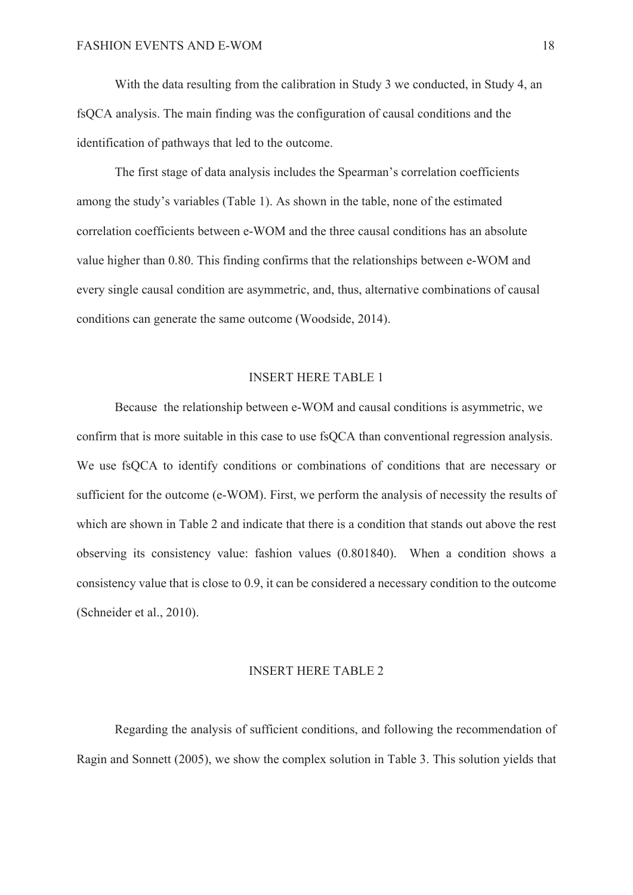With the data resulting from the calibration in Study 3 we conducted, in Study 4, an fsQCA analysis. The main finding was the configuration of causal conditions and the identification of pathways that led to the outcome.

The first stage of data analysis includes the Spearman's correlation coefficients among the study's variables (Table 1). As shown in the table, none of the estimated correlation coefficients between e-WOM and the three causal conditions has an absolute value higher than 0.80. This finding confirms that the relationships between e-WOM and every single causal condition are asymmetric, and, thus, alternative combinations of causal conditions can generate the same outcome (Woodside, 2014).

INSERT HERE TABLE 1

Because the relationship between e-WOM and causal conditions is asymmetric, we confirm that is more suitable in this case to use fsQCA than conventional regression analysis. We use fsQCA to identify conditions or combinations of conditions that are necessary or sufficient for the outcome (e-WOM). First, we perform the analysis of necessity the results of which are shown in Table 2 and indicate that there is a condition that stands out above the rest observing its consistency value: fashion values (0.801840). When a condition shows a consistency value that is close to 0.9, it can be considered a necessary condition to the outcome (Schneider et al., 2010).

INSERT HERE TABLE 2

Regarding the analysis of sufficient conditions, and following the recommendation of Ragin and Sonnett (2005), we show the complex solution in Table 3. This solution yields that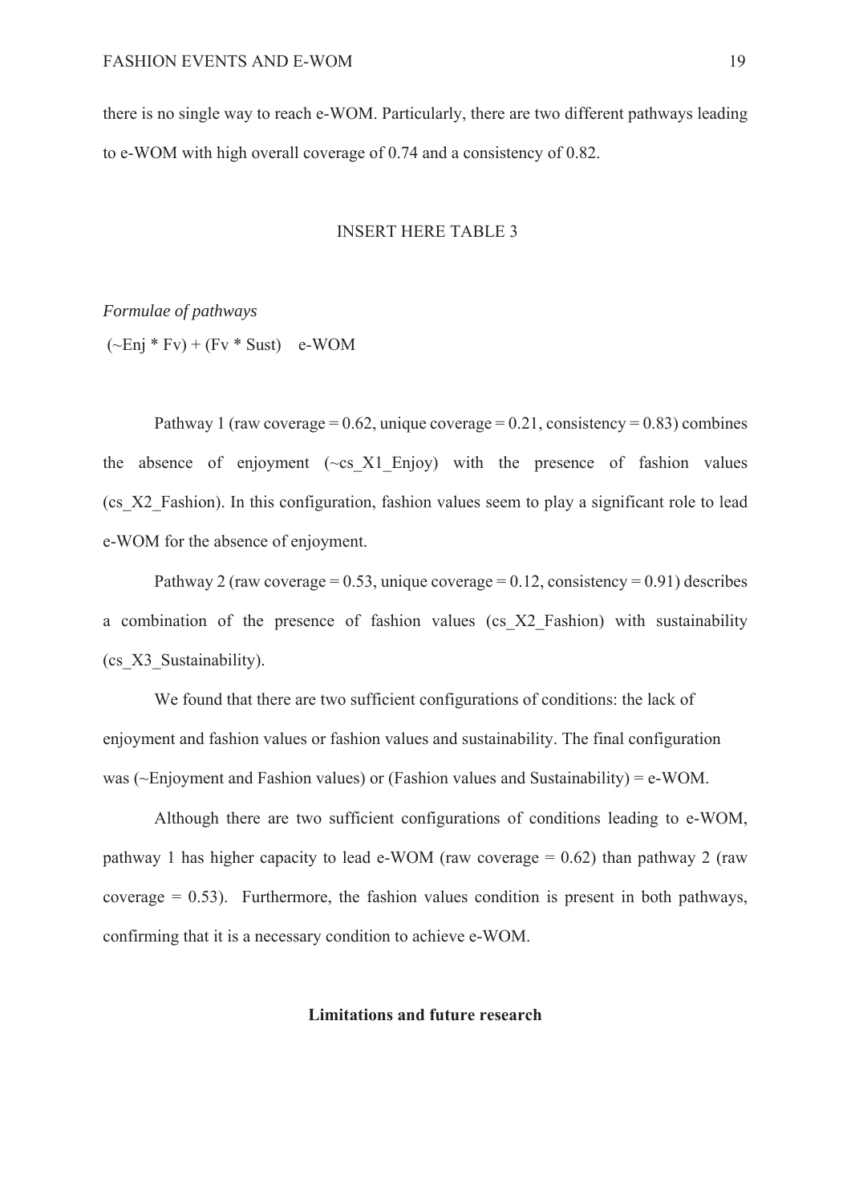there is no single way to reach e-WOM. Particularly, there are two different pathways leading to e-WOM with high overall coverage of 0.74 and a consistency of 0.82.

INSERT HERE TABLE 3

*Formulae of pathways*

(~Enj * Fv) + (Fv * Sust)    e-WOM

Pathway 1 (raw coverage = 0.62, unique coverage = 0.21, consistency = 0.83) combines the absence of enjoyment (~cs_X1_Enjoy) with the presence of fashion values (cs_X2_Fashion). In this configuration, fashion values seem to play a significant role to lead e-WOM for the absence of enjoyment.

Pathway 2 (raw coverage = 0.53, unique coverage = 0.12, consistency = 0.91) describes a combination of the presence of fashion values (cs_X2_Fashion) with sustainability (cs_X3_Sustainability).

We found that there are two sufficient configurations of conditions: the lack of enjoyment and fashion values or fashion values and sustainability. The final configuration was (~Enjoyment and Fashion values) or (Fashion values and Sustainability) = e-WOM.

Although there are two sufficient configurations of conditions leading to e-WOM, pathway 1 has higher capacity to lead e-WOM (raw coverage = 0.62) than pathway 2 (raw coverage = 0.53). Furthermore, the fashion values condition is present in both pathways, confirming that it is a necessary condition to achieve e-WOM.

## Limitations and future research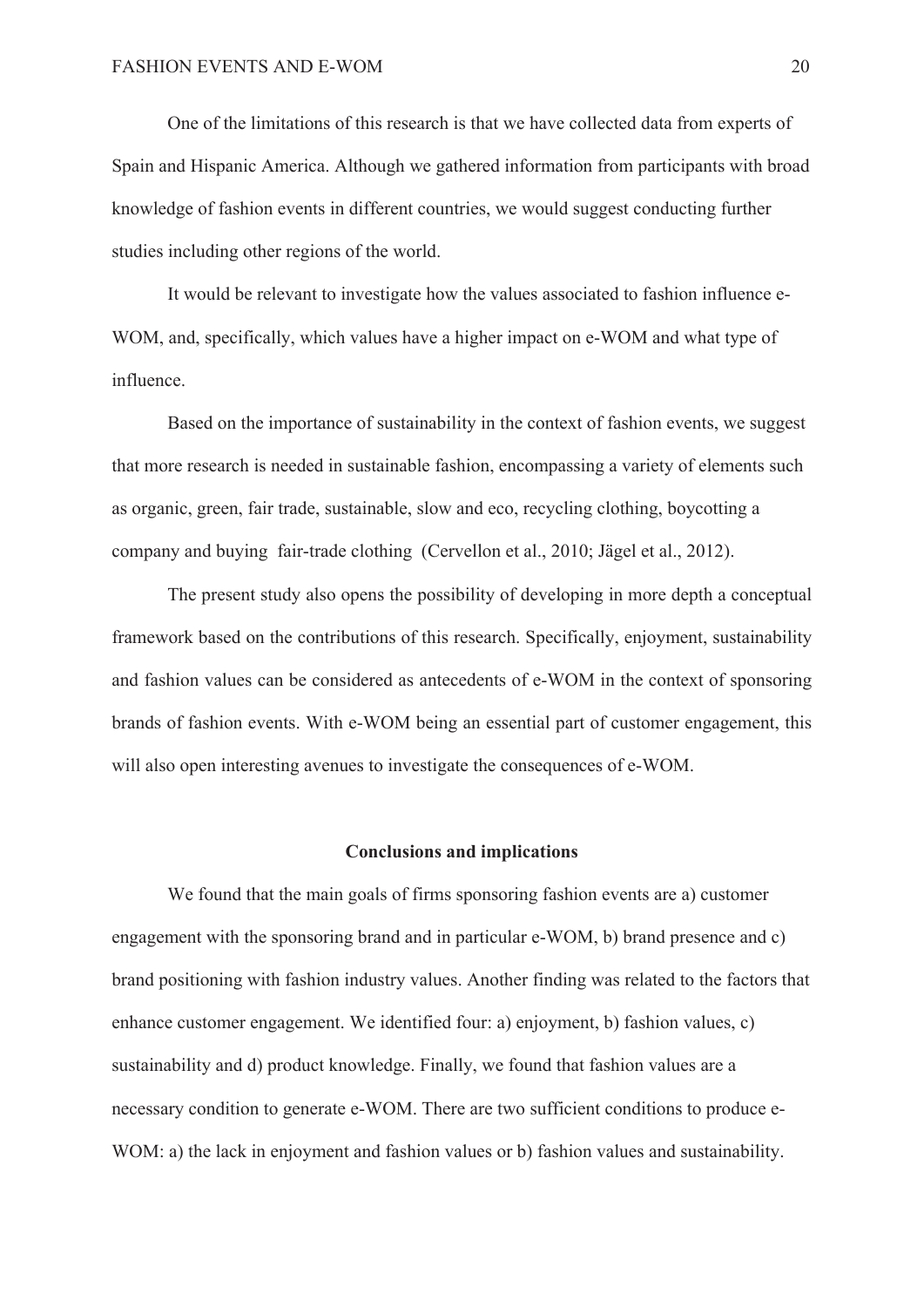One of the limitations of this research is that we have collected data from experts of Spain and Hispanic America. Although we gathered information from participants with broad knowledge of fashion events in different countries, we would suggest conducting further studies including other regions of the world.

It would be relevant to investigate how the values associated to fashion influence e-WOM, and, specifically, which values have a higher impact on e-WOM and what type of influence.

Based on the importance of sustainability in the context of fashion events, we suggest that more research is needed in sustainable fashion, encompassing a variety of elements such as organic, green, fair trade, sustainable, slow and eco, recycling clothing, boycotting a company and buying fair-trade clothing (Cervellon et al., 2010; Jägel et al., 2012).

The present study also opens the possibility of developing in more depth a conceptual framework based on the contributions of this research. Specifically, enjoyment, sustainability and fashion values can be considered as antecedents of e-WOM in the context of sponsoring brands of fashion events. With e-WOM being an essential part of customer engagement, this will also open interesting avenues to investigate the consequences of e-WOM.

## Conclusions and implications

We found that the main goals of firms sponsoring fashion events are a) customer engagement with the sponsoring brand and in particular e-WOM, b) brand presence and c) brand positioning with fashion industry values. Another finding was related to the factors that enhance customer engagement. We identified four: a) enjoyment, b) fashion values, c) sustainability and d) product knowledge. Finally, we found that fashion values are a necessary condition to generate e-WOM. There are two sufficient conditions to produce e-WOM: a) the lack in enjoyment and fashion values or b) fashion values and sustainability.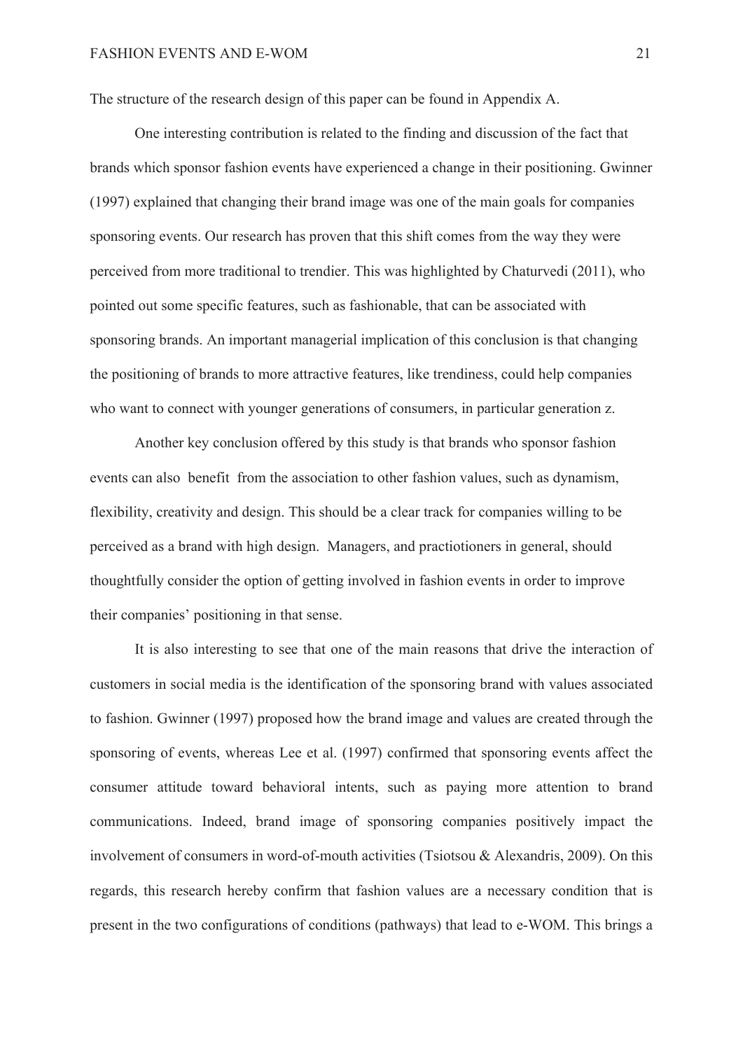The structure of the research design of this paper can be found in Appendix A.

One interesting contribution is related to the finding and discussion of the fact that brands which sponsor fashion events have experienced a change in their positioning. Gwinner (1997) explained that changing their brand image was one of the main goals for companies sponsoring events. Our research has proven that this shift comes from the way they were perceived from more traditional to trendier. This was highlighted by Chaturvedi (2011), who pointed out some specific features, such as fashionable, that can be associated with sponsoring brands. An important managerial implication of this conclusion is that changing the positioning of brands to more attractive features, like trendiness, could help companies who want to connect with younger generations of consumers, in particular generation z.

Another key conclusion offered by this study is that brands who sponsor fashion events can also benefit from the association to other fashion values, such as dynamism, flexibility, creativity and design. This should be a clear track for companies willing to be perceived as a brand with high design. Managers, and practiotioners in general, should thoughtfully consider the option of getting involved in fashion events in order to improve their companies' positioning in that sense.

It is also interesting to see that one of the main reasons that drive the interaction of customers in social media is the identification of the sponsoring brand with values associated to fashion. Gwinner (1997) proposed how the brand image and values are created through the sponsoring of events, whereas Lee et al. (1997) confirmed that sponsoring events affect the consumer attitude toward behavioral intents, such as paying more attention to brand communications. Indeed, brand image of sponsoring companies positively impact the involvement of consumers in word-of-mouth activities (Tsiotsou & Alexandris, 2009). On this regards, this research hereby confirm that fashion values are a necessary condition that is present in the two configurations of conditions (pathways) that lead to e-WOM. This brings a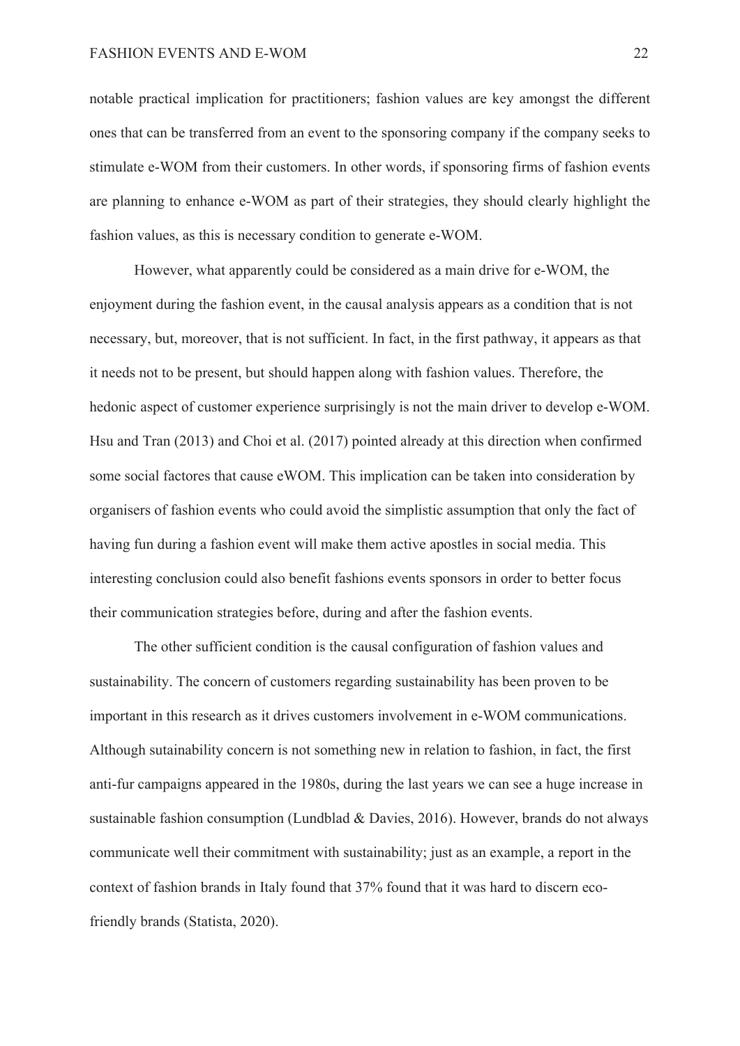notable practical implication for practitioners; fashion values are key amongst the different ones that can be transferred from an event to the sponsoring company if the company seeks to stimulate e-WOM from their customers. In other words, if sponsoring firms of fashion events are planning to enhance e-WOM as part of their strategies, they should clearly highlight the fashion values, as this is necessary condition to generate e-WOM.

However, what apparently could be considered as a main drive for e-WOM, the enjoyment during the fashion event, in the causal analysis appears as a condition that is not necessary, but, moreover, that is not sufficient. In fact, in the first pathway, it appears as that it needs not to be present, but should happen along with fashion values. Therefore, the hedonic aspect of customer experience surprisingly is not the main driver to develop e-WOM. Hsu and Tran (2013) and Choi et al. (2017) pointed already at this direction when confirmed some social factores that cause eWOM. This implication can be taken into consideration by organisers of fashion events who could avoid the simplistic assumption that only the fact of having fun during a fashion event will make them active apostles in social media. This interesting conclusion could also benefit fashions events sponsors in order to better focus their communication strategies before, during and after the fashion events.

The other sufficient condition is the causal configuration of fashion values and sustainability. The concern of customers regarding sustainability has been proven to be important in this research as it drives customers involvement in e-WOM communications. Although sutainability concern is not something new in relation to fashion, in fact, the first anti-fur campaigns appeared in the 1980s, during the last years we can see a huge increase in sustainable fashion consumption (Lundblad & Davies, 2016). However, brands do not always communicate well their commitment with sustainability; just as an example, a report in the context of fashion brands in Italy found that 37% found that it was hard to discern eco-friendly brands (Statista, 2020).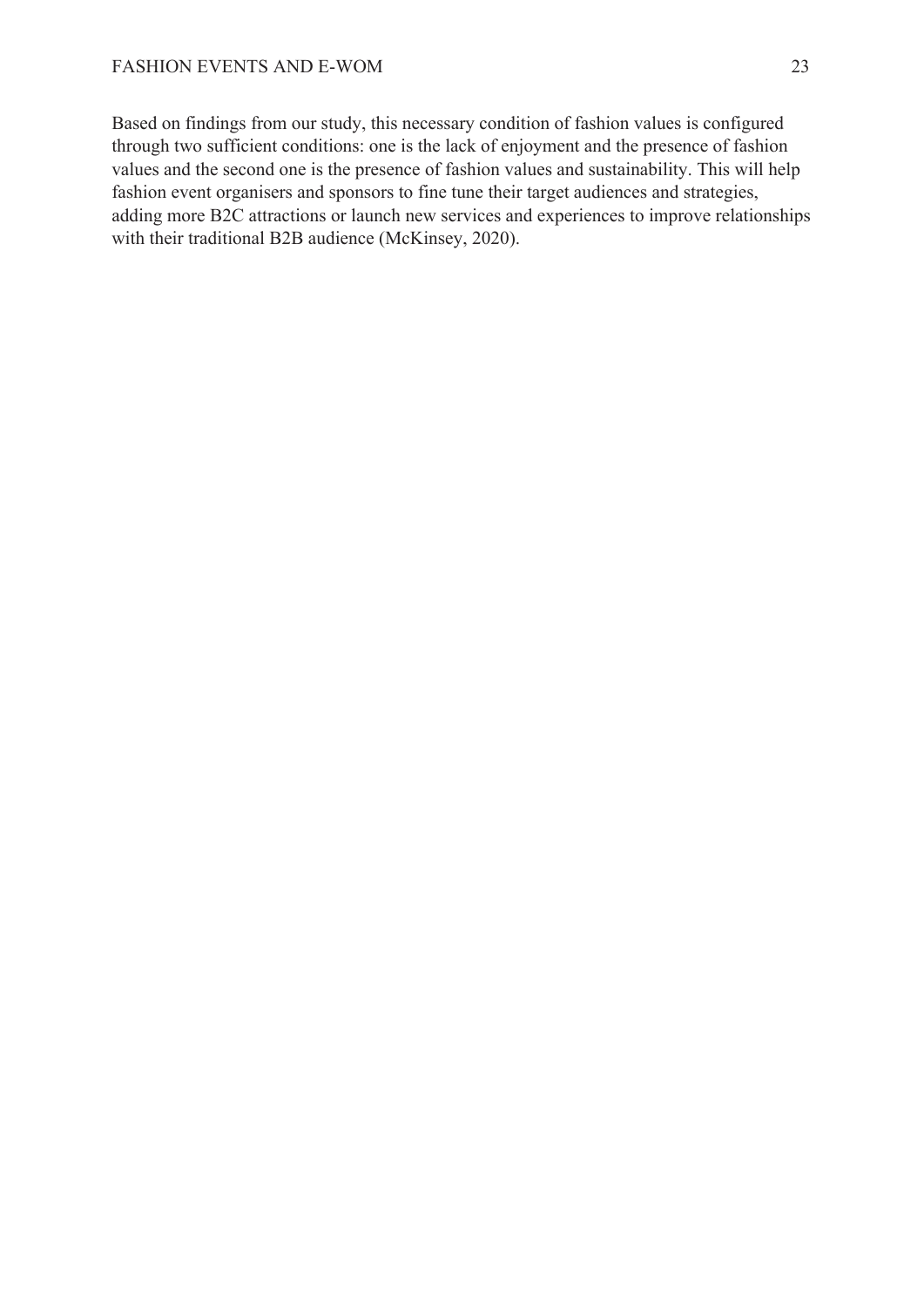Based on findings from our study, this necessary condition of fashion values is configured through two sufficient conditions: one is the lack of enjoyment and the presence of fashion values and the second one is the presence of fashion values and sustainability. This will help fashion event organisers and sponsors to fine tune their target audiences and strategies, adding more B2C attractions or launch new services and experiences to improve relationships with their traditional B2B audience (McKinsey, 2020).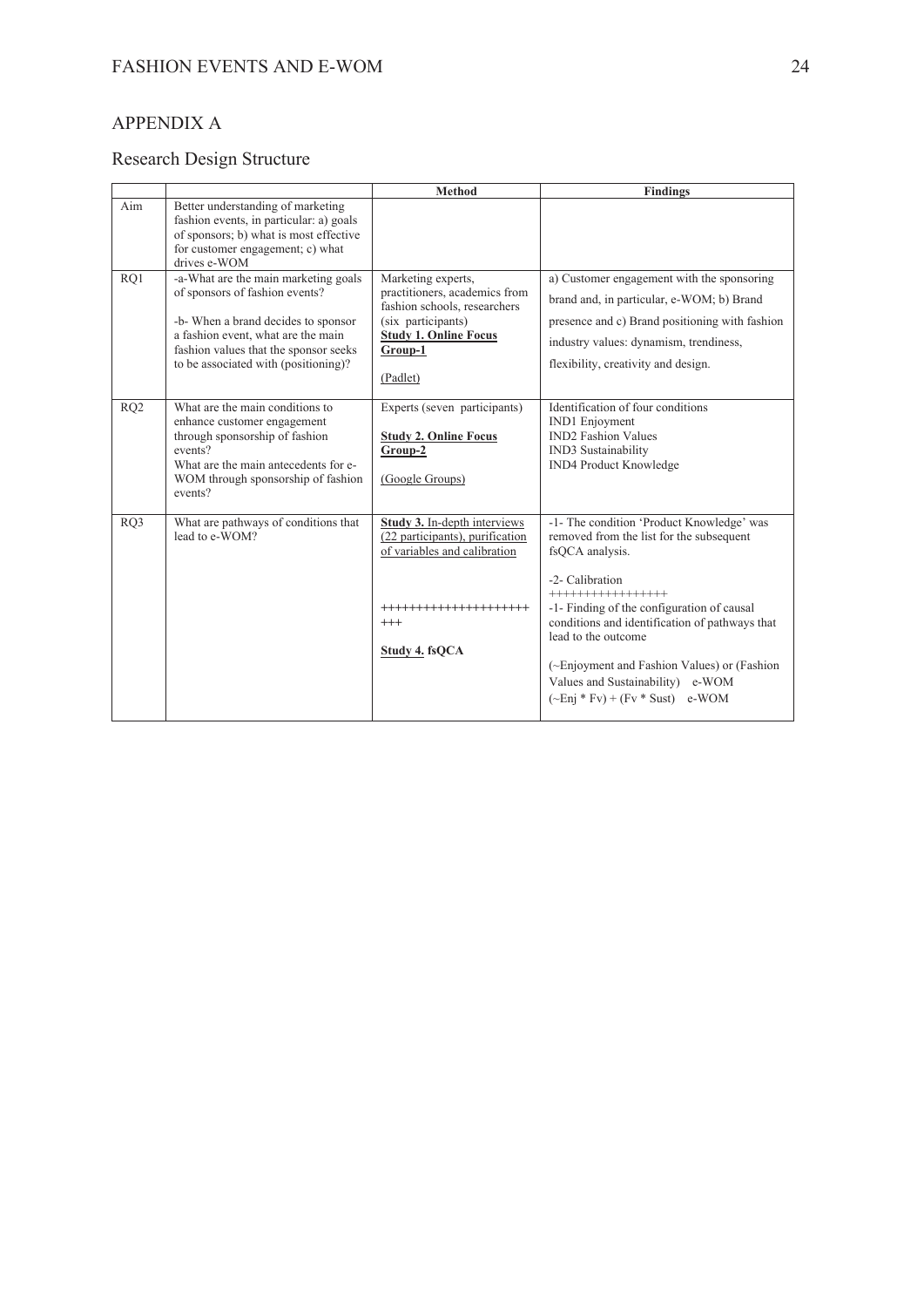## APPENDIX A

### Research Design Structure

| | | **Method** | **Findings** |
|---|---|---|---|
| Aim | Better understanding of marketing fashion events, in particular: a) goals of sponsors; b) what is most effective for customer engagement; c) what drives e-WOM | | |
| RQ1 | -a-What are the main marketing goals of sponsors of fashion events?<br><br>-b- When a brand decides to sponsor a fashion event, what are the main fashion values that the sponsor seeks to be associated with (positioning)? | Marketing experts, practitioners, academics from fashion schools, researchers (six participants)<br>**Study 1. Online Focus Group-1**<br><br>(Padlet) | a) Customer engagement with the sponsoring brand and, in particular, e-WOM; b) Brand presence and c) Brand positioning with fashion industry values: dynamism, trendiness, flexibility, creativity and design. |
| RQ2 | What are the main conditions to enhance customer engagement through sponsorship of fashion events?<br>What are the main antecedents for e-WOM through sponsorship of fashion events? | Experts (seven participants)<br><br>**Study 2. Online Focus Group-2**<br><br>(Google Groups) | Identification of four conditions<br>IND1 Enjoyment<br>IND2 Fashion Values<br>IND3 Sustainability<br>IND4 Product Knowledge |
| RQ3 | What are pathways of conditions that lead to e-WOM? | **Study 3.** In-depth interviews (22 participants), purification of variables and calibration<br><br>++++++++++++++++++++++++<br><br>**Study 4. fsQCA** | -1- The condition 'Product Knowledge' was removed from the list for the subsequent fsQCA analysis.<br><br>-2- Calibration<br>++++++++++++++++<br>-1- Finding of the configuration of causal conditions and identification of pathways that lead to the outcome<br><br>(~Enjoyment and Fashion Values) or (Fashion Values and Sustainability) e-WOM<br>(~Enj * Fv) + (Fv * Sust) e-WOM |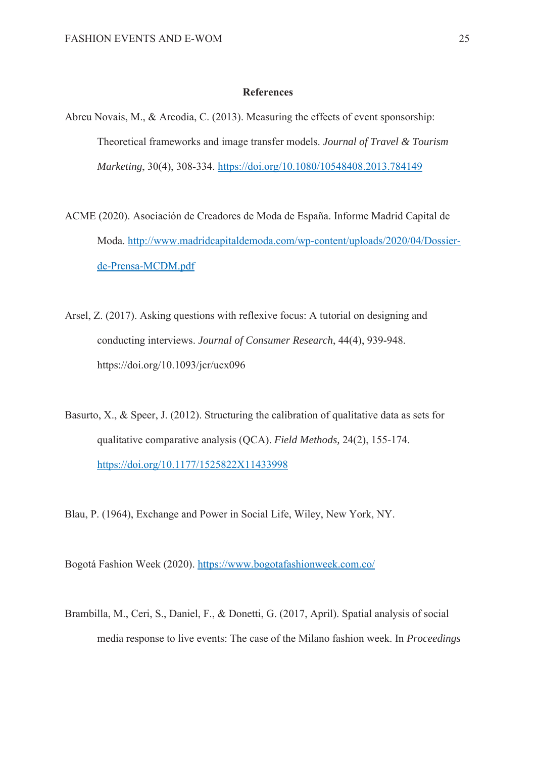## References

Abreu Novais, M., & Arcodia, C. (2013). Measuring the effects of event sponsorship: Theoretical frameworks and image transfer models. *Journal of Travel & Tourism Marketing*, 30(4), 308-334. https://doi.org/10.1080/10548408.2013.784149

ACME (2020). Asociación de Creadores de Moda de España. Informe Madrid Capital de Moda. http://www.madridcapitaldemoda.com/wp-content/uploads/2020/04/Dossier-de-Prensa-MCDM.pdf

Arsel, Z. (2017). Asking questions with reflexive focus: A tutorial on designing and conducting interviews. *Journal of Consumer Research*, 44(4), 939-948. https://doi.org/10.1093/jcr/ucx096

Basurto, X., & Speer, J. (2012). Structuring the calibration of qualitative data as sets for qualitative comparative analysis (QCA). *Field Methods,* 24(2), 155-174. https://doi.org/10.1177/1525822X11433998

Blau, P. (1964), Exchange and Power in Social Life, Wiley, New York, NY.

Bogotá Fashion Week (2020). https://www.bogotafashionweek.com.co/

Brambilla, M., Ceri, S., Daniel, F., & Donetti, G. (2017, April). Spatial analysis of social media response to live events: The case of the Milano fashion week. In *Proceedings*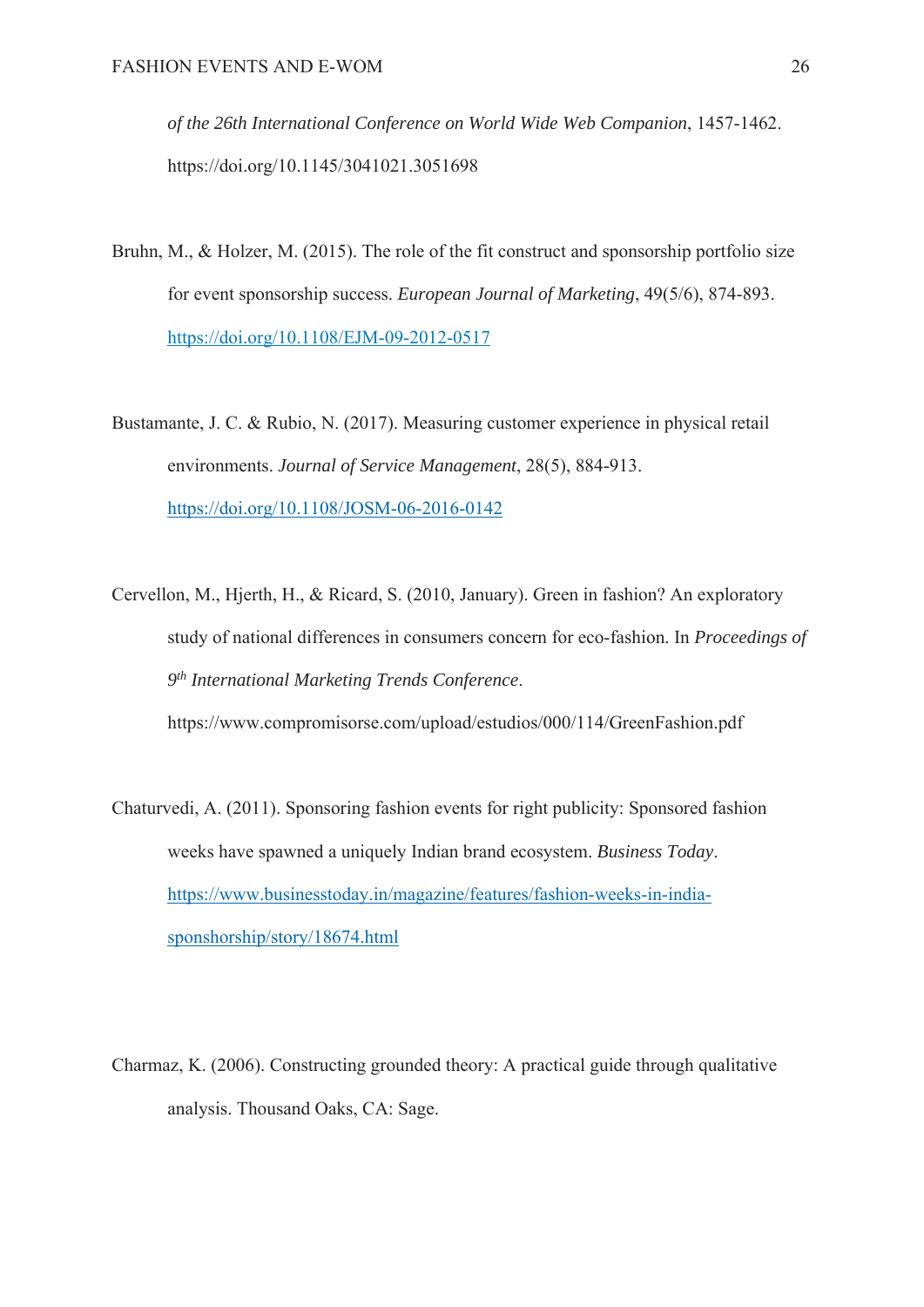*of the 26th International Conference on World Wide Web Companion*, 1457-1462. https://doi.org/10.1145/3041021.3051698

Bruhn, M., & Holzer, M. (2015). The role of the fit construct and sponsorship portfolio size for event sponsorship success. *European Journal of Marketing*, 49(5/6), 874-893. https://doi.org/10.1108/EJM-09-2012-0517

Bustamante, J. C. & Rubio, N. (2017). Measuring customer experience in physical retail environments. *Journal of Service Management*, 28(5), 884-913. https://doi.org/10.1108/JOSM-06-2016-0142

Cervellon, M., Hjerth, H., & Ricard, S. (2010, January). Green in fashion? An exploratory study of national differences in consumers concern for eco-fashion. In *Proceedings of 9th International Marketing Trends Conference*. https://www.compromisorse.com/upload/estudios/000/114/GreenFashion.pdf

Chaturvedi, A. (2011). Sponsoring fashion events for right publicity: Sponsored fashion weeks have spawned a uniquely Indian brand ecosystem. *Business Today*. https://www.businesstoday.in/magazine/features/fashion-weeks-in-india-sponshorship/story/18674.html

Charmaz, K. (2006). Constructing grounded theory: A practical guide through qualitative analysis. Thousand Oaks, CA: Sage.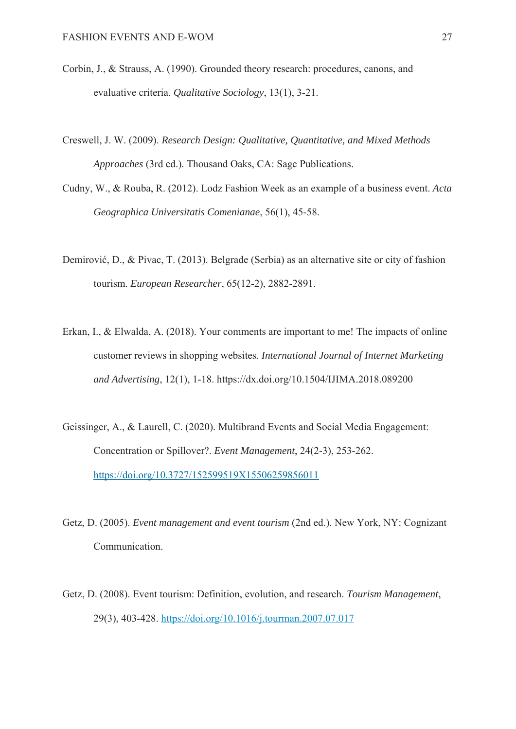Corbin, J., & Strauss, A. (1990). Grounded theory research: procedures, canons, and evaluative criteria. *Qualitative Sociology*, 13(1), 3-21.

Creswell, J. W. (2009). *Research Design: Qualitative, Quantitative, and Mixed Methods Approaches* (3rd ed.). Thousand Oaks, CA: Sage Publications.

Cudny, W., & Rouba, R. (2012). Lodz Fashion Week as an example of a business event. *Acta Geographica Universitatis Comenianae*, 56(1), 45-58.

Demirović, D., & Pivac, T. (2013). Belgrade (Serbia) as an alternative site or city of fashion tourism. *European Researcher*, 65(12-2), 2882-2891.

Erkan, I., & Elwalda, A. (2018). Your comments are important to me! The impacts of online customer reviews in shopping websites. *International Journal of Internet Marketing and Advertising*, 12(1), 1-18. https://dx.doi.org/10.1504/IJIMA.2018.089200

Geissinger, A., & Laurell, C. (2020). Multibrand Events and Social Media Engagement: Concentration or Spillover?. *Event Management*, 24(2-3), 253-262. https://doi.org/10.3727/152599519X15506259856011

Getz, D. (2005). *Event management and event tourism* (2nd ed.). New York, NY: Cognizant Communication.

Getz, D. (2008). Event tourism: Definition, evolution, and research. *Tourism Management*, 29(3), 403-428. https://doi.org/10.1016/j.tourman.2007.07.017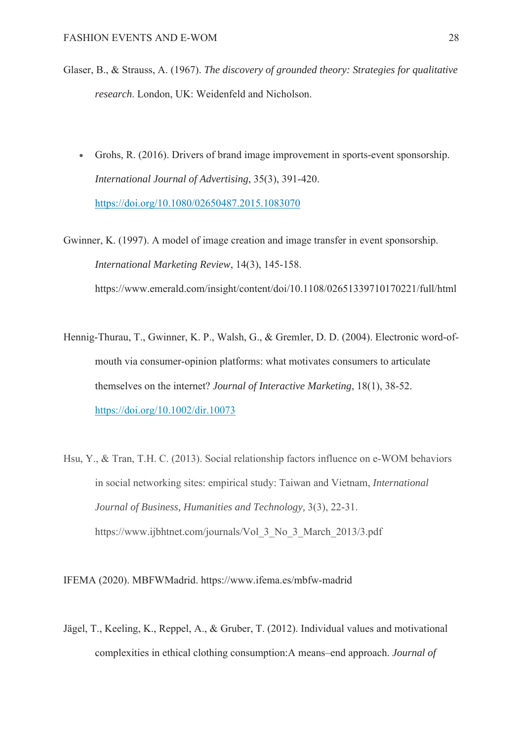Glaser, B., & Strauss, A. (1967). *The discovery of grounded theory: Strategies for qualitative research*. London, UK: Weidenfeld and Nicholson.

- Grohs, R. (2016). Drivers of brand image improvement in sports-event sponsorship. *International Journal of Advertising*, 35(3), 391-420. https://doi.org/10.1080/02650487.2015.1083070

Gwinner, K. (1997). A model of image creation and image transfer in event sponsorship. *International Marketing Review*, 14(3), 145-158. https://www.emerald.com/insight/content/doi/10.1108/02651339710170221/full/html

Hennig-Thurau, T., Gwinner, K. P., Walsh, G., & Gremler, D. D. (2004). Electronic word-of-mouth via consumer-opinion platforms: what motivates consumers to articulate themselves on the internet? *Journal of Interactive Marketing*, 18(1), 38-52. https://doi.org/10.1002/dir.10073

Hsu, Y., & Tran, T.H. C. (2013). Social relationship factors influence on e-WOM behaviors in social networking sites: empirical study: Taiwan and Vietnam, *International Journal of Business, Humanities and Technology,* 3(3), 22-31. https://www.ijbhtnet.com/journals/Vol_3_No_3_March_2013/3.pdf

IFEMA (2020). MBFWMadrid. https://www.ifema.es/mbfw-madrid

Jägel, T., Keeling, K., Reppel, A., & Gruber, T. (2012). Individual values and motivational complexities in ethical clothing consumption:A means–end approach. *Journal of*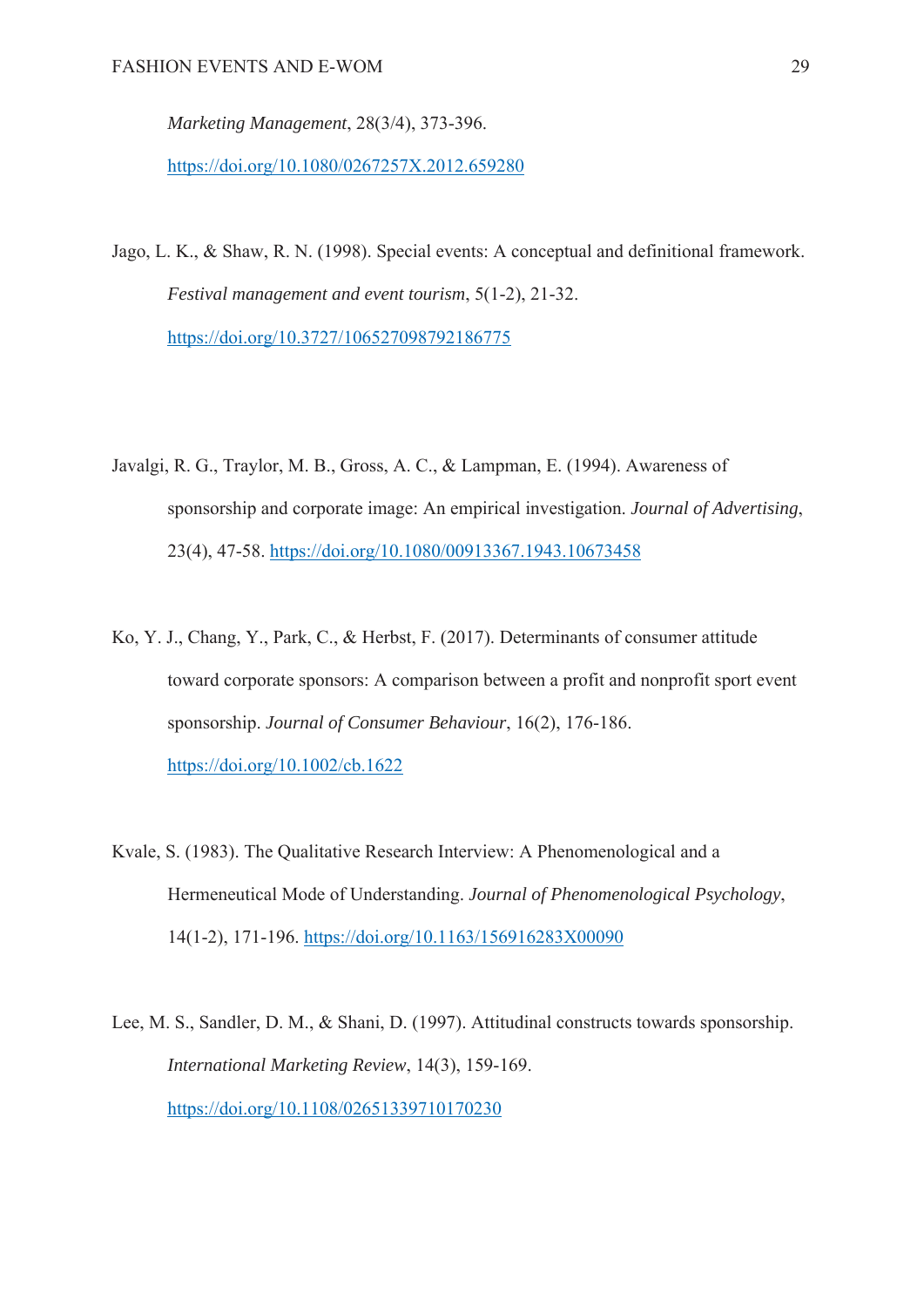*Marketing Management*, 28(3/4), 373-396. https://doi.org/10.1080/0267257X.2012.659280

Jago, L. K., & Shaw, R. N. (1998). Special events: A conceptual and definitional framework. *Festival management and event tourism*, 5(1-2), 21-32. https://doi.org/10.3727/106527098792186775

Javalgi, R. G., Traylor, M. B., Gross, A. C., & Lampman, E. (1994). Awareness of sponsorship and corporate image: An empirical investigation. *Journal of Advertising*, 23(4), 47-58. https://doi.org/10.1080/00913367.1943.10673458

Ko, Y. J., Chang, Y., Park, C., & Herbst, F. (2017). Determinants of consumer attitude toward corporate sponsors: A comparison between a profit and nonprofit sport event sponsorship. *Journal of Consumer Behaviour*, 16(2), 176-186. https://doi.org/10.1002/cb.1622

Kvale, S. (1983). The Qualitative Research Interview: A Phenomenological and a Hermeneutical Mode of Understanding. *Journal of Phenomenological Psychology*, 14(1-2), 171-196. https://doi.org/10.1163/156916283X00090

Lee, M. S., Sandler, D. M., & Shani, D. (1997). Attitudinal constructs towards sponsorship. *International Marketing Review*, 14(3), 159-169. https://doi.org/10.1108/02651339710170230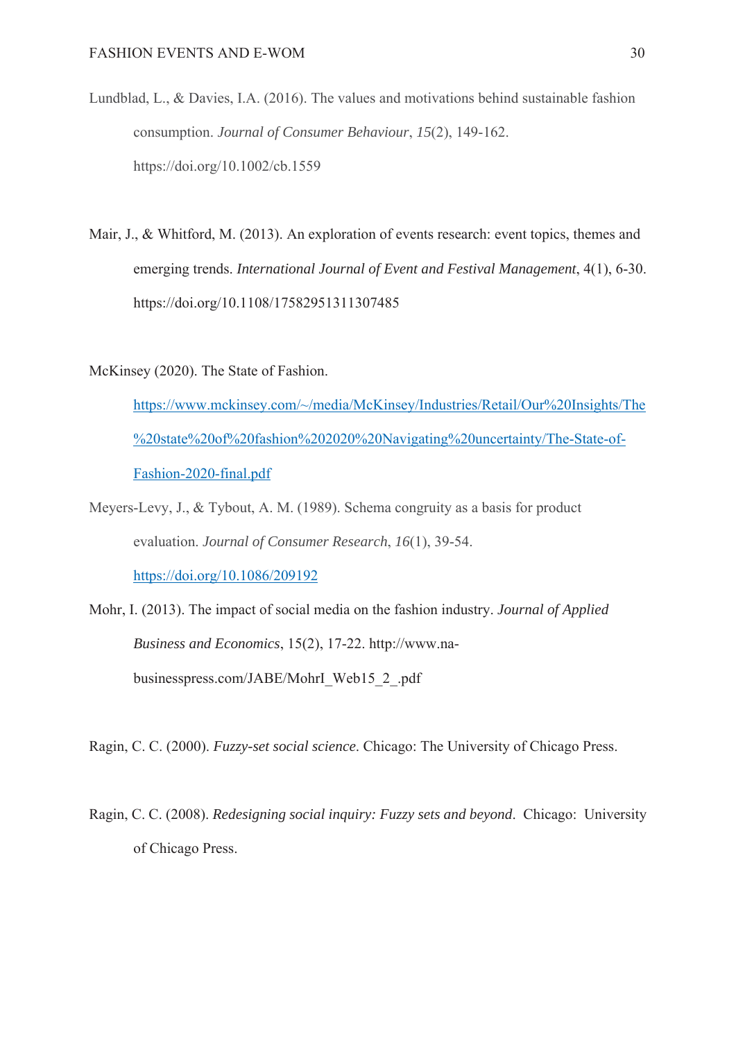Lundblad, L., & Davies, I.A. (2016). The values and motivations behind sustainable fashion consumption. *Journal of Consumer Behaviour*, *15*(2), 149-162. https://doi.org/10.1002/cb.1559

Mair, J., & Whitford, M. (2013). An exploration of events research: event topics, themes and emerging trends. *International Journal of Event and Festival Management*, 4(1), 6-30. https://doi.org/10.1108/17582951311307485

McKinsey (2020). The State of Fashion. https://www.mckinsey.com/~/media/McKinsey/Industries/Retail/Our%20Insights/The%20state%20of%20fashion%202020%20Navigating%20uncertainty/The-State-of-Fashion-2020-final.pdf

Meyers-Levy, J., & Tybout, A. M. (1989). Schema congruity as a basis for product evaluation. *Journal of Consumer Research*, *16*(1), 39-54. https://doi.org/10.1086/209192

Mohr, I. (2013). The impact of social media on the fashion industry. *Journal of Applied Business and Economics*, 15(2), 17-22. http://www.na-businesspress.com/JABE/MohrI_Web15_2_.pdf

Ragin, C. C. (2000). *Fuzzy-set social science*. Chicago: The University of Chicago Press.

Ragin, C. C. (2008). *Redesigning social inquiry: Fuzzy sets and beyond*. Chicago: University of Chicago Press.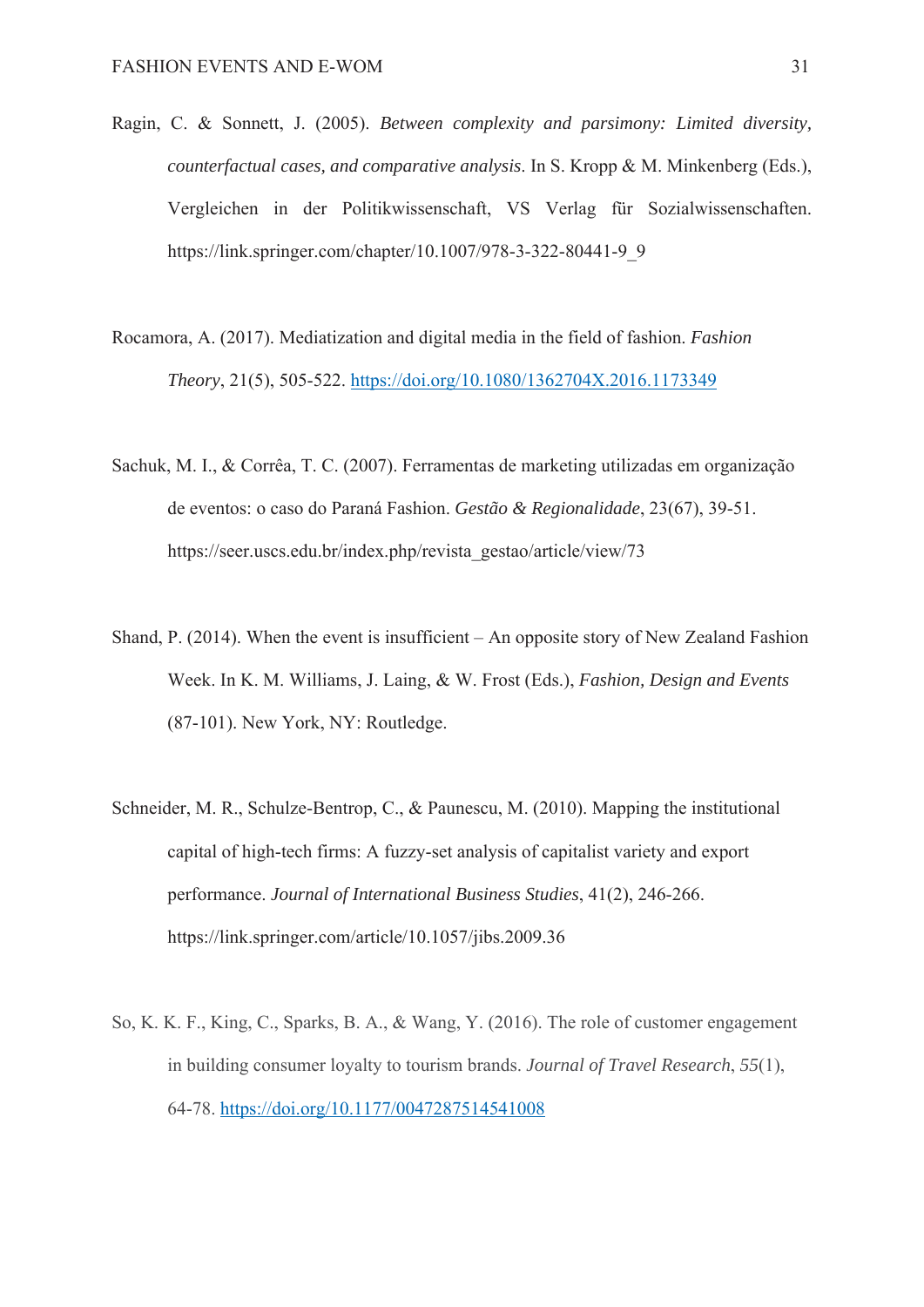Ragin, C. & Sonnett, J. (2005). *Between complexity and parsimony: Limited diversity, counterfactual cases, and comparative analysis*. In S. Kropp & M. Minkenberg (Eds.), Vergleichen in der Politikwissenschaft, VS Verlag für Sozialwissenschaften. https://link.springer.com/chapter/10.1007/978-3-322-80441-9_9

Rocamora, A. (2017). Mediatization and digital media in the field of fashion. *Fashion Theory*, 21(5), 505-522. https://doi.org/10.1080/1362704X.2016.1173349

Sachuk, M. I., & Corrêa, T. C. (2007). Ferramentas de marketing utilizadas em organização de eventos: o caso do Paraná Fashion. *Gestão & Regionalidade*, 23(67), 39-51. https://seer.uscs.edu.br/index.php/revista_gestao/article/view/73

Shand, P. (2014). When the event is insufficient – An opposite story of New Zealand Fashion Week. In K. M. Williams, J. Laing, & W. Frost (Eds.), *Fashion, Design and Events* (87-101). New York, NY: Routledge.

Schneider, M. R., Schulze-Bentrop, C., & Paunescu, M. (2010). Mapping the institutional capital of high-tech firms: A fuzzy-set analysis of capitalist variety and export performance. *Journal of International Business Studies*, 41(2), 246-266. https://link.springer.com/article/10.1057/jibs.2009.36

So, K. K. F., King, C., Sparks, B. A., & Wang, Y. (2016). The role of customer engagement in building consumer loyalty to tourism brands. *Journal of Travel Research*, *55*(1), 64-78. https://doi.org/10.1177/0047287514541008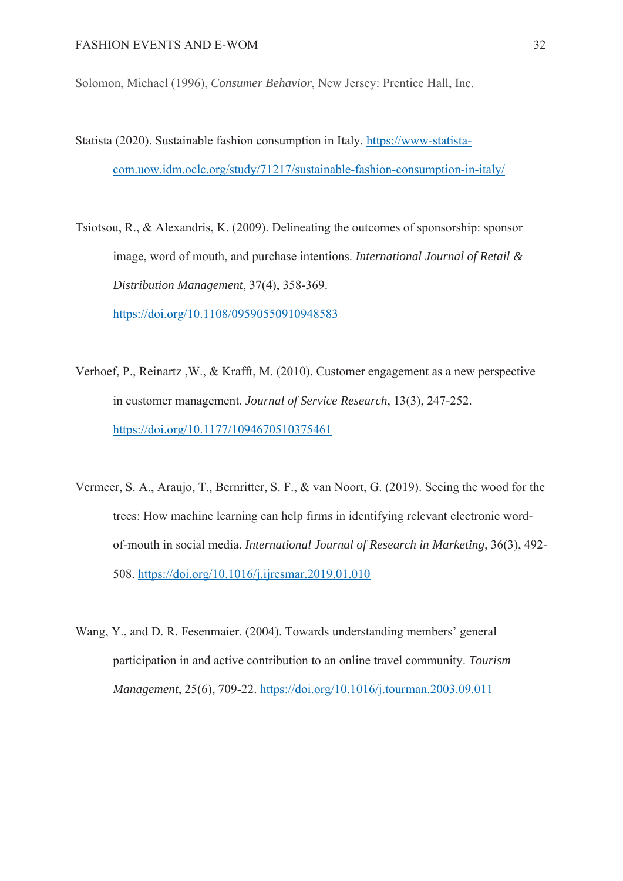Solomon, Michael (1996), *Consumer Behavior*, New Jersey: Prentice Hall, Inc.

Statista (2020). Sustainable fashion consumption in Italy. https://www-statista-com.uow.idm.oclc.org/study/71217/sustainable-fashion-consumption-in-italy/

Tsiotsou, R., & Alexandris, K. (2009). Delineating the outcomes of sponsorship: sponsor image, word of mouth, and purchase intentions. *International Journal of Retail & Distribution Management*, 37(4), 358-369. https://doi.org/10.1108/09590550910948583

Verhoef, P., Reinartz ,W., & Krafft, M. (2010). Customer engagement as a new perspective in customer management. *Journal of Service Research*, 13(3), 247-252. https://doi.org/10.1177/1094670510375461

Vermeer, S. A., Araujo, T., Bernritter, S. F., & van Noort, G. (2019). Seeing the wood for the trees: How machine learning can help firms in identifying relevant electronic word-of-mouth in social media. *International Journal of Research in Marketing*, 36(3), 492-508. https://doi.org/10.1016/j.ijresmar.2019.01.010

Wang, Y., and D. R. Fesenmaier. (2004). Towards understanding members' general participation in and active contribution to an online travel community. *Tourism Management*, 25(6), 709-22. https://doi.org/10.1016/j.tourman.2003.09.011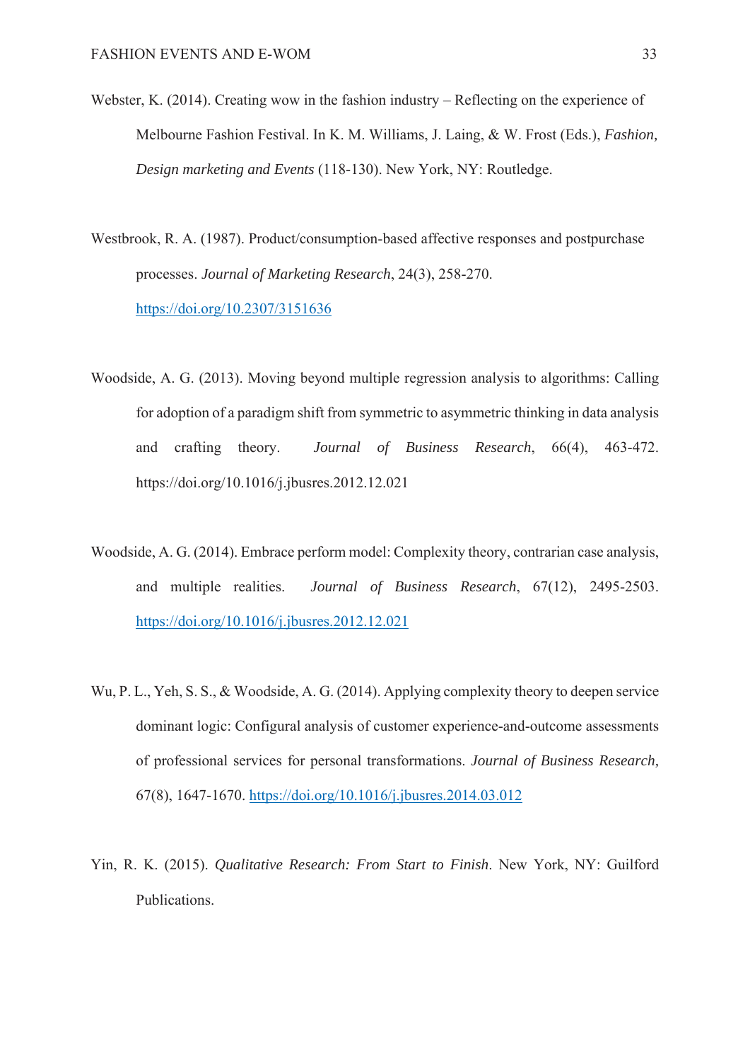Webster, K. (2014). Creating wow in the fashion industry – Reflecting on the experience of Melbourne Fashion Festival. In K. M. Williams, J. Laing, & W. Frost (Eds.), *Fashion, Design marketing and Events* (118-130). New York, NY: Routledge.

Westbrook, R. A. (1987). Product/consumption-based affective responses and postpurchase processes. *Journal of Marketing Research*, 24(3), 258-270. https://doi.org/10.2307/3151636

Woodside, A. G. (2013). Moving beyond multiple regression analysis to algorithms: Calling for adoption of a paradigm shift from symmetric to asymmetric thinking in data analysis and crafting theory. *Journal of Business Research*, 66(4), 463-472. https://doi.org/10.1016/j.jbusres.2012.12.021

Woodside, A. G. (2014). Embrace perform model: Complexity theory, contrarian case analysis, and multiple realities. *Journal of Business Research*, 67(12), 2495-2503. https://doi.org/10.1016/j.jbusres.2012.12.021

Wu, P. L., Yeh, S. S., & Woodside, A. G. (2014). Applying complexity theory to deepen service dominant logic: Configural analysis of customer experience-and-outcome assessments of professional services for personal transformations. *Journal of Business Research,* 67(8), 1647-1670. https://doi.org/10.1016/j.jbusres.2014.03.012

Yin, R. K. (2015). *Qualitative Research: From Start to Finish*. New York, NY: Guilford Publications.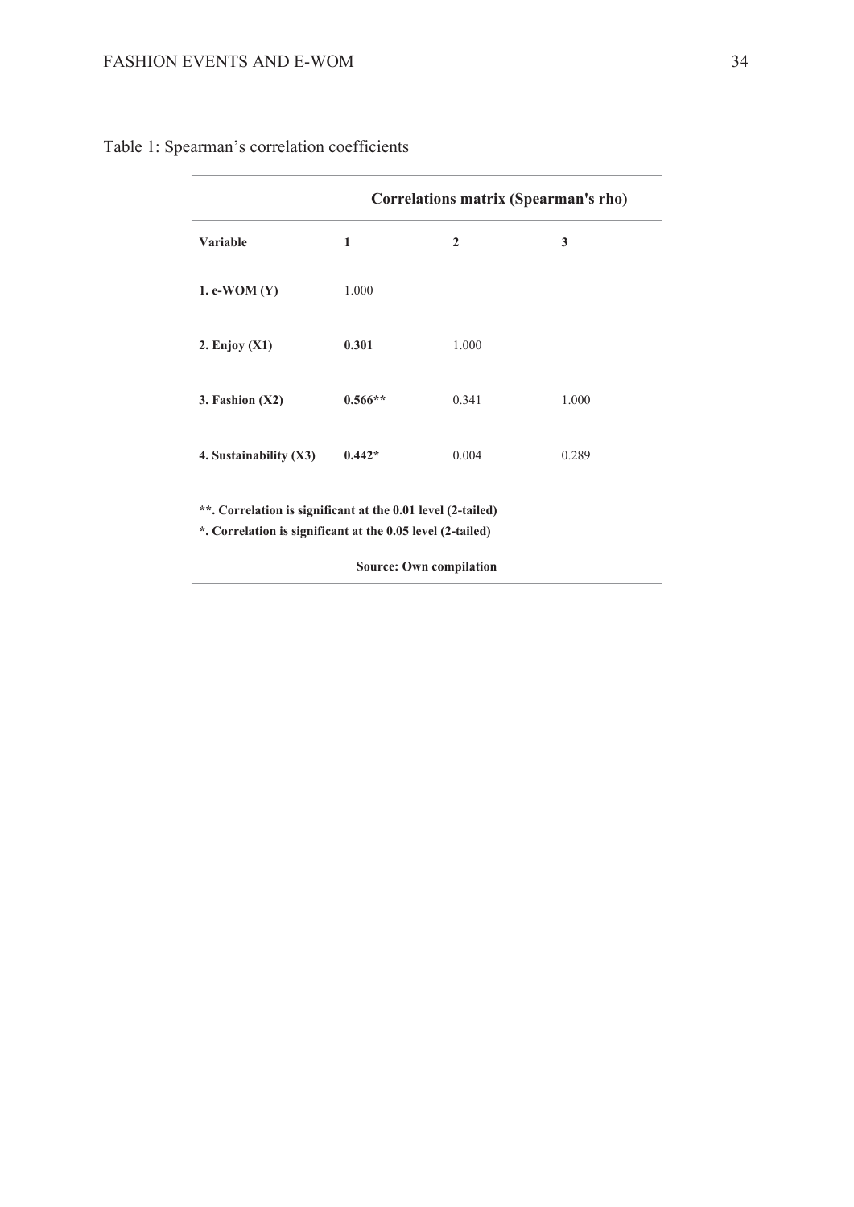Table 1: Spearman's correlation coefficients

| | Correlations matrix (Spearman's rho) | | |
|---|---|---|---|
| **Variable** | **1** | **2** | **3** |
| **1. e-WOM (Y)** | 1.000 | | |
| **2. Enjoy (X1)** | **0.301** | 1.000 | |
| **3. Fashion (X2)** | **0.566**** | 0.341 | 1.000 |
| **4. Sustainability (X3)** | **0.442*** | 0.004 | 0.289 |

**\*\*. Correlation is significant at the 0.01 level (2-tailed)**
**\*. Correlation is significant at the 0.05 level (2-tailed)**

**Source: Own compilation**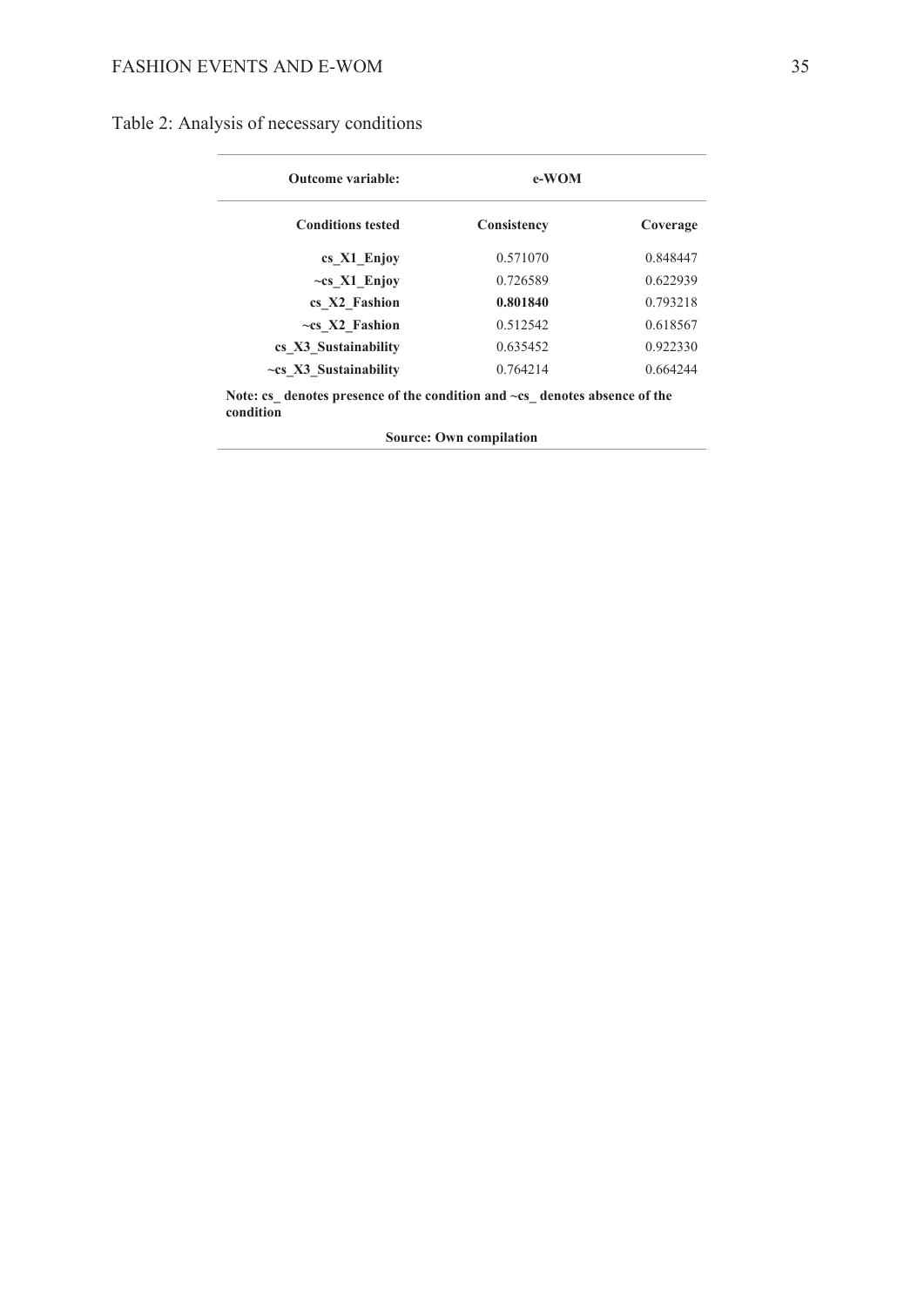Table 2: Analysis of necessary conditions

| **Outcome variable:** | **e-WOM** | |
|---|---|---|
| **Conditions tested** | **Consistency** | **Coverage** |
| **cs_X1_Enjoy** | 0.571070 | 0.848447 |
| **~cs_X1_Enjoy** | 0.726589 | 0.622939 |
| **cs_X2_Fashion** | **0.801840** | 0.793218 |
| **~cs_X2_Fashion** | 0.512542 | 0.618567 |
| **cs_X3_Sustainability** | 0.635452 | 0.922330 |
| **~cs_X3_Sustainability** | 0.764214 | 0.664244 |

**Note: cs_ denotes presence of the condition and ~cs_ denotes absence of the condition**

**Source: Own compilation**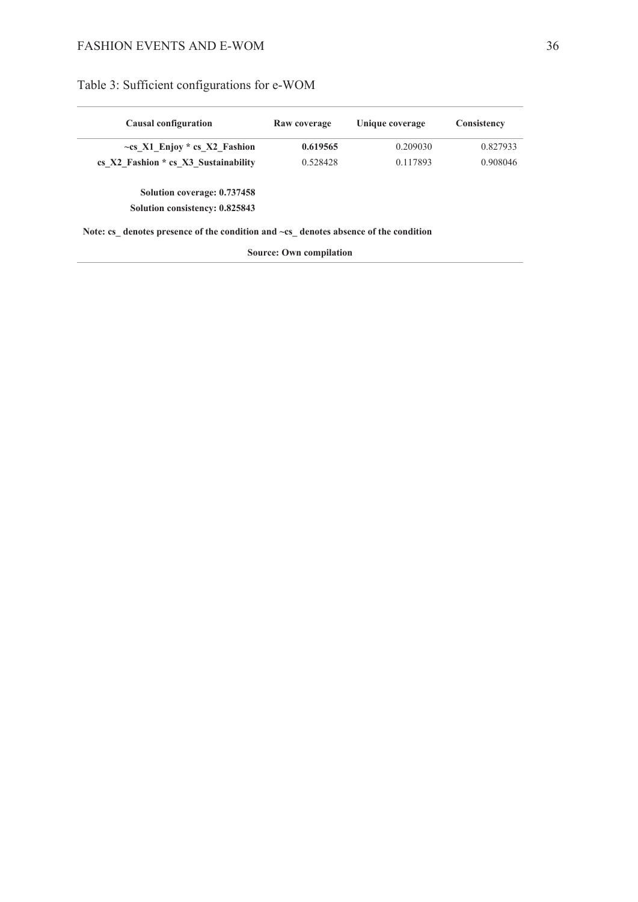Table 3: Sufficient configurations for e-WOM

| Causal configuration | Raw coverage | Unique coverage | Consistency |
|---|---|---|---|
| **~cs_X1_Enjoy * cs_X2_Fashion** | **0.619565** | 0.209030 | 0.827933 |
| **cs_X2_Fashion * cs_X3_Sustainability** | 0.528428 | 0.117893 | 0.908046 |

**Solution coverage: 0.737458**

**Solution consistency: 0.825843**

**Note: cs_ denotes presence of the condition and ~cs_ denotes absence of the condition**

**Source: Own compilation**